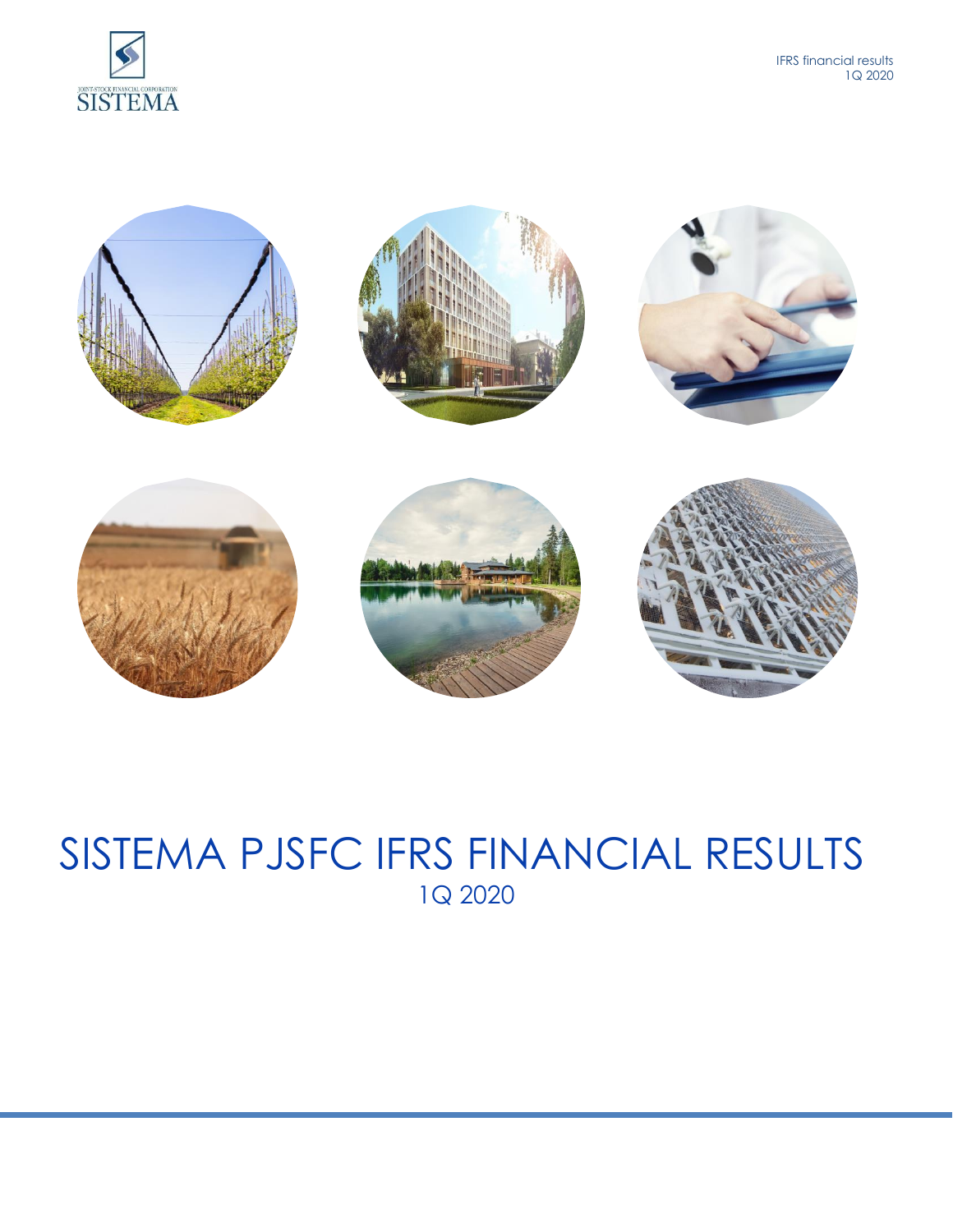JOINT-STOCK FINANCIAL CORPORATION
SISTEMA

IFRS financial results
1Q 2020

# SISTEMA PJSFC IFRS FINANCIAL RESULTS

## 1Q 2020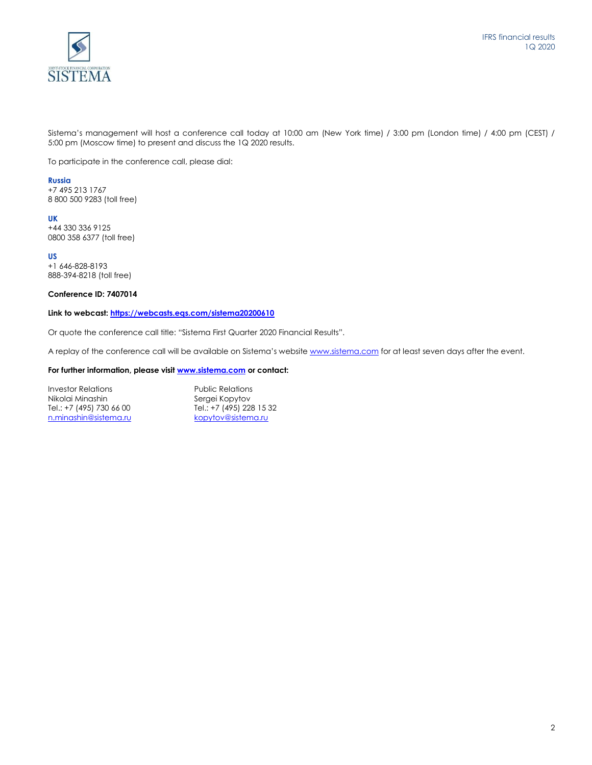Sistema's management will host a conference call today at 10:00 am (New York time) / 3:00 pm (London time) / 4:00 pm (CEST) / 5:00 pm (Moscow time) to present and discuss the 1Q 2020 results.

To participate in the conference call, please dial:

**Russia**
+7 495 213 1767
8 800 500 9283 (toll free)

**UK**
+44 330 336 9125
0800 358 6377 (toll free)

**US**
+1 646-828-8193
888-394-8218 (toll free)

**Conference ID: 7407014**

**Link to webcast: [https://webcasts.eqs.com/sistema20200610](https://webcasts.eqs.com/sistema20200610)**

Or quote the conference call title: "Sistema First Quarter 2020 Financial Results".

A replay of the conference call will be available on Sistema's website [www.sistema.com](www.sistema.com) for at least seven days after the event.

**For further information, please visit [www.sistema.com](www.sistema.com) or contact:**

| Investor Relations | Public Relations |
|---|---|
| Nikolai Minashin | Sergei Kopytov |
| Tel.: +7 (495) 730 66 00 | Tel.: +7 (495) 228 15 32 |
| n.minashin@sistema.ru | kopytov@sistema.ru |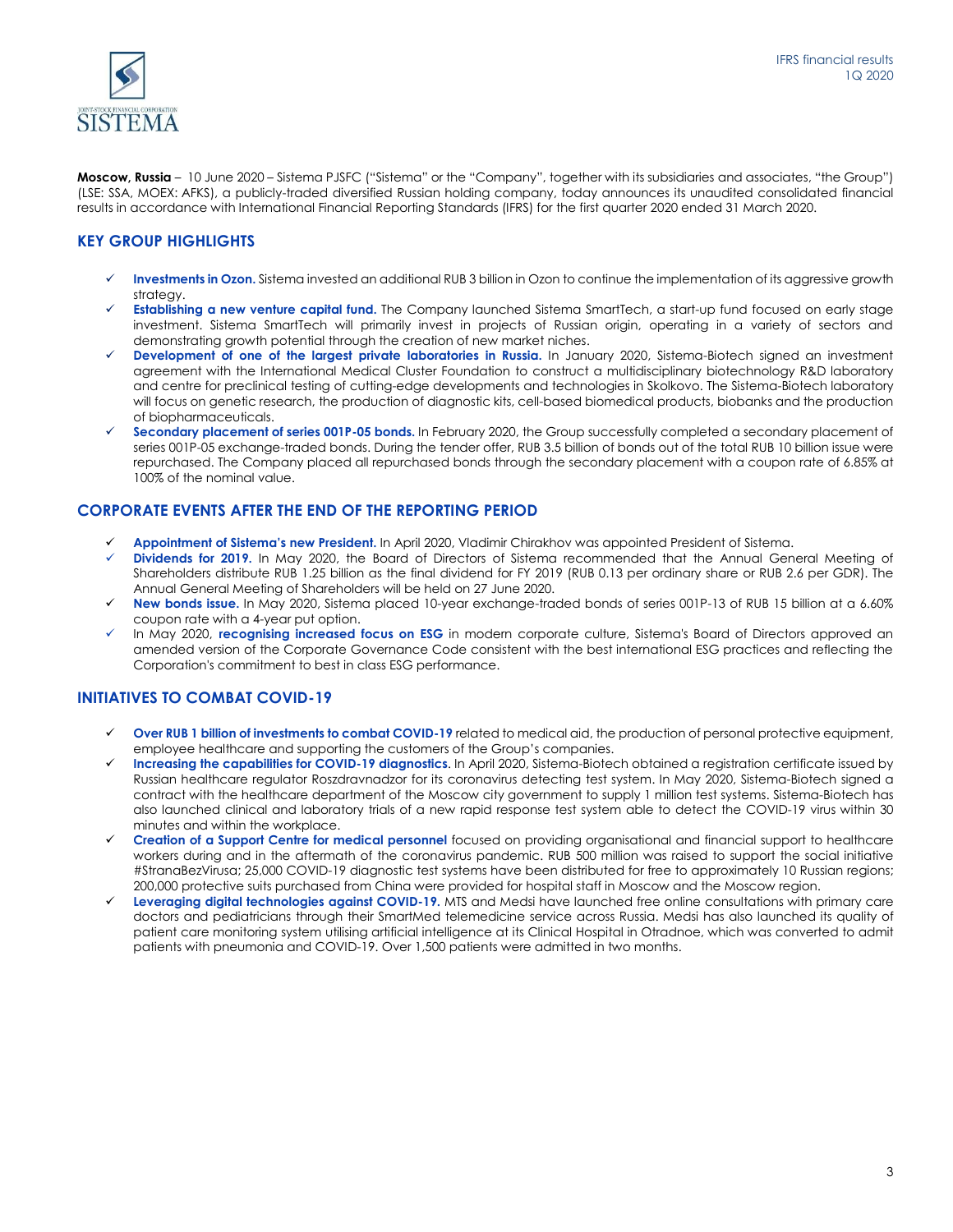**Moscow, Russia** – 10 June 2020 – Sistema PJSFC ("Sistema" or the "Company", together with its subsidiaries and associates, "the Group") (LSE: SSA, MOEX: AFKS), a publicly-traded diversified Russian holding company, today announces its unaudited consolidated financial results in accordance with International Financial Reporting Standards (IFRS) for the first quarter 2020 ended 31 March 2020.

## KEY GROUP HIGHLIGHTS

- ✓ **Investments in Ozon.** Sistema invested an additional RUB 3 billion in Ozon to continue the implementation of its aggressive growth strategy.
- ✓ **Establishing a new venture capital fund.** The Company launched Sistema SmartTech, a start-up fund focused on early stage investment. Sistema SmartTech will primarily invest in projects of Russian origin, operating in a variety of sectors and demonstrating growth potential through the creation of new market niches.
- ✓ **Development of one of the largest private laboratories in Russia.** In January 2020, Sistema-Biotech signed an investment agreement with the International Medical Cluster Foundation to construct a multidisciplinary biotechnology R&D laboratory and centre for preclinical testing of cutting-edge developments and technologies in Skolkovo. The Sistema-Biotech laboratory will focus on genetic research, the production of diagnostic kits, cell-based biomedical products, biobanks and the production of biopharmaceuticals.
- ✓ **Secondary placement of series 001P-05 bonds.** In February 2020, the Group successfully completed a secondary placement of series 001P-05 exchange-traded bonds. During the tender offer, RUB 3.5 billion of bonds out of the total RUB 10 billion issue were repurchased. The Company placed all repurchased bonds through the secondary placement with a coupon rate of 6.85% at 100% of the nominal value.

## CORPORATE EVENTS AFTER THE END OF THE REPORTING PERIOD

- ✓ **Appointment of Sistema's new President.** In April 2020, Vladimir Chirakhov was appointed President of Sistema.
- ✓ **Dividends for 2019.** In May 2020, the Board of Directors of Sistema recommended that the Annual General Meeting of Shareholders distribute RUB 1.25 billion as the final dividend for FY 2019 (RUB 0.13 per ordinary share or RUB 2.6 per GDR). The Annual General Meeting of Shareholders will be held on 27 June 2020.
- ✓ **New bonds issue.** In May 2020, Sistema placed 10-year exchange-traded bonds of series 001P-13 of RUB 15 billion at a 6.60% coupon rate with a 4-year put option.
- ✓ In May 2020, **recognising increased focus on ESG** in modern corporate culture, Sistema's Board of Directors approved an amended version of the Corporate Governance Code consistent with the best international ESG practices and reflecting the Corporation's commitment to best in class ESG performance.

## INITIATIVES TO COMBAT COVID-19

- ✓ **Over RUB 1 billion of investments to combat COVID-19** related to medical aid, the production of personal protective equipment, employee healthcare and supporting the customers of the Group's companies.
- ✓ **Increasing the capabilities for COVID-19 diagnostics.** In April 2020, Sistema-Biotech obtained a registration certificate issued by Russian healthcare regulator Roszdravnadzor for its coronavirus detecting test system. In May 2020, Sistema-Biotech signed a contract with the healthcare department of the Moscow city government to supply 1 million test systems. Sistema-Biotech has also launched clinical and laboratory trials of a new rapid response test system able to detect the COVID-19 virus within 30 minutes and within the workplace.
- ✓ **Creation of a Support Centre for medical personnel** focused on providing organisational and financial support to healthcare workers during and in the aftermath of the coronavirus pandemic. RUB 500 million was raised to support the social initiative #StranaBezVirusa; 25,000 COVID-19 diagnostic test systems have been distributed for free to approximately 10 Russian regions; 200,000 protective suits purchased from China were provided for hospital staff in Moscow and the Moscow region.
- ✓ **Leveraging digital technologies against COVID-19.** MTS and Medsi have launched free online consultations with primary care doctors and pediatricians through their SmartMed telemedicine service across Russia. Medsi has also launched its quality of patient care monitoring system utilising artificial intelligence at its Clinical Hospital in Otradnoe, which was converted to admit patients with pneumonia and COVID-19. Over 1,500 patients were admitted in two months.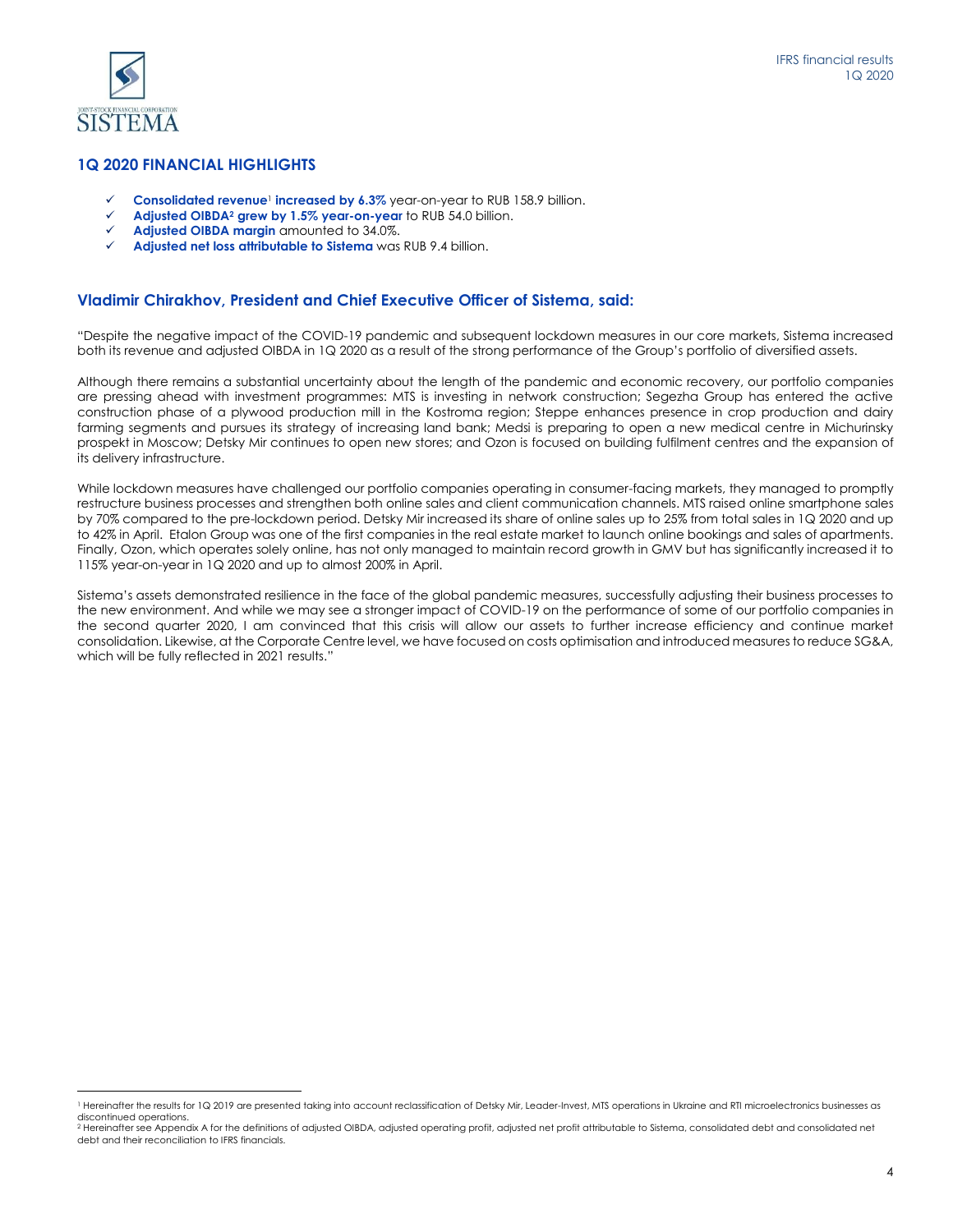## 1Q 2020 FINANCIAL HIGHLIGHTS

- ✓ **Consolidated revenue**[1] **increased by 6.3%** year-on-year to RUB 158.9 billion.
- ✓ **Adjusted OIBDA**[2] **grew by 1.5% year-on-year** to RUB 54.0 billion.
- ✓ **Adjusted OIBDA margin** amounted to 34.0%.
- ✓ **Adjusted net loss attributable to Sistema** was RUB 9.4 billion.

## Vladimir Chirakhov, President and Chief Executive Officer of Sistema, said:

"Despite the negative impact of the COVID-19 pandemic and subsequent lockdown measures in our core markets, Sistema increased both its revenue and adjusted OIBDA in 1Q 2020 as a result of the strong performance of the Group's portfolio of diversified assets.

Although there remains a substantial uncertainty about the length of the pandemic and economic recovery, our portfolio companies are pressing ahead with investment programmes: MTS is investing in network construction; Segezha Group has entered the active construction phase of a plywood production mill in the Kostroma region; Steppe enhances presence in crop production and dairy farming segments and pursues its strategy of increasing land bank; Medsi is preparing to open a new medical centre in Michurinsky prospekt in Moscow; Detsky Mir continues to open new stores; and Ozon is focused on building fulfilment centres and the expansion of its delivery infrastructure.

While lockdown measures have challenged our portfolio companies operating in consumer-facing markets, they managed to promptly restructure business processes and strengthen both online sales and client communication channels. MTS raised online smartphone sales by 70% compared to the pre-lockdown period. Detsky Mir increased its share of online sales up to 25% from total sales in 1Q 2020 and up to 42% in April. Etalon Group was one of the first companies in the real estate market to launch online bookings and sales of apartments. Finally, Ozon, which operates solely online, has not only managed to maintain record growth in GMV but has significantly increased it to 115% year-on-year in 1Q 2020 and up to almost 200% in April.

Sistema's assets demonstrated resilience in the face of the global pandemic measures, successfully adjusting their business processes to the new environment. And while we may see a stronger impact of COVID-19 on the performance of some of our portfolio companies in the second quarter 2020, I am convinced that this crisis will allow our assets to further increase efficiency and continue market consolidation. Likewise, at the Corporate Centre level, we have focused on costs optimisation and introduced measures to reduce SG&A, which will be fully reflected in 2021 results."

---

[1] Hereinafter the results for 1Q 2019 are presented taking into account reclassification of Detsky Mir, Leader-Invest, MTS operations in Ukraine and RTI microelectronics businesses as discontinued operations.

[2] Hereinafter see Appendix A for the definitions of adjusted OIBDA, adjusted operating profit, adjusted net profit attributable to Sistema, consolidated debt and consolidated net debt and their reconciliation to IFRS financials.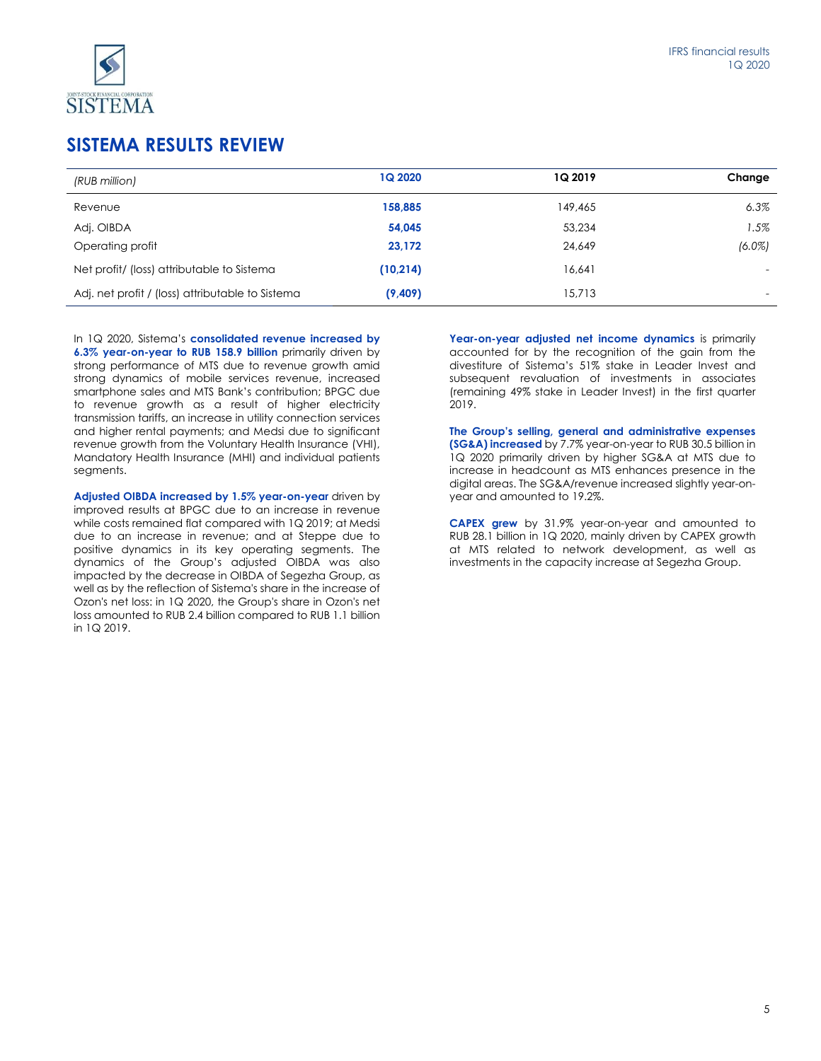# SISTEMA RESULTS REVIEW

| *(RUB million)* | 1Q 2020 | 1Q 2019 | Change |
|---|---|---|---|
| Revenue | **158,885** | 149,465 | *6.3%* |
| Adj. OIBDA | **54,045** | 53,234 | *1.5%* |
| Operating profit | **23,172** | 24,649 | *(6.0%)* |
| Net profit/ (loss) attributable to Sistema | **(10,214)** | 16,641 | - |
| Adj. net profit / (loss) attributable to Sistema | **(9,409)** | 15,713 | - |

In 1Q 2020, Sistema's **consolidated revenue increased by 6.3% year-on-year to RUB 158.9 billion** primarily driven by strong performance of MTS due to revenue growth amid strong dynamics of mobile services revenue, increased smartphone sales and MTS Bank's contribution; BPGC due to revenue growth as a result of higher electricity transmission tariffs, an increase in utility connection services and higher rental payments; and Medsi due to significant revenue growth from the Voluntary Health Insurance (VHI), Mandatory Health Insurance (MHI) and individual patients segments.

**Adjusted OIBDA increased by 1.5% year-on-year** driven by improved results at BPGC due to an increase in revenue while costs remained flat compared with 1Q 2019; at Medsi due to an increase in revenue; and at Steppe due to positive dynamics in its key operating segments. The dynamics of the Group's adjusted OIBDA was also impacted by the decrease in OIBDA of Segezha Group, as well as by the reflection of Sistema's share in the increase of Ozon's net loss: in 1Q 2020, the Group's share in Ozon's net loss amounted to RUB 2.4 billion compared to RUB 1.1 billion in 1Q 2019.

**Year-on-year adjusted net income dynamics** is primarily accounted for by the recognition of the gain from the divestiture of Sistema's 51% stake in Leader Invest and subsequent revaluation of investments in associates (remaining 49% stake in Leader Invest) in the first quarter 2019.

**The Group's selling, general and administrative expenses (SG&A) increased** by 7.7% year-on-year to RUB 30.5 billion in 1Q 2020 primarily driven by higher SG&A at MTS due to increase in headcount as MTS enhances presence in the digital areas. The SG&A/revenue increased slightly year-on-year and amounted to 19.2%.

**CAPEX grew** by 31.9% year-on-year and amounted to RUB 28.1 billion in 1Q 2020, mainly driven by CAPEX growth at MTS related to network development, as well as investments in the capacity increase at Segezha Group.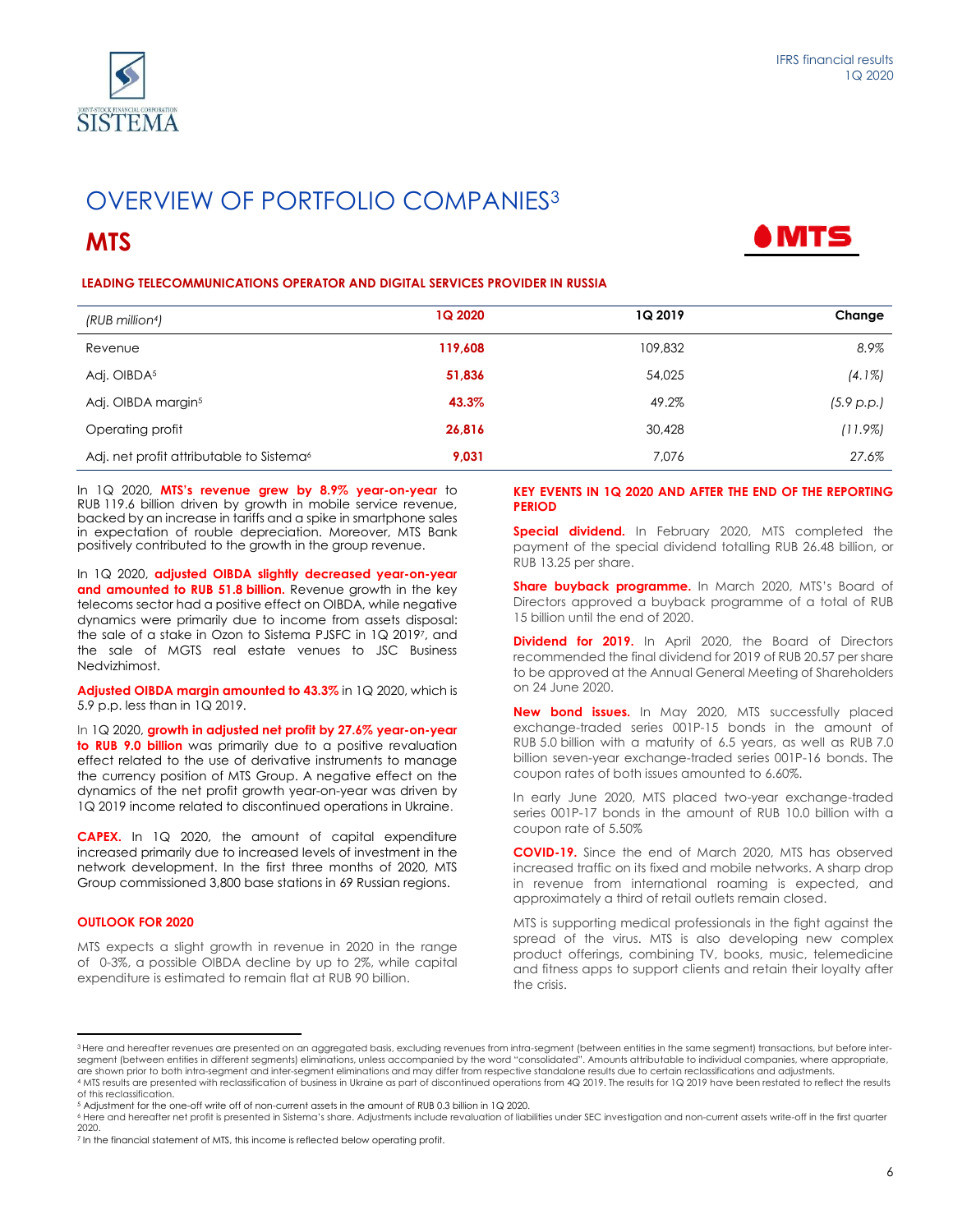# OVERVIEW OF PORTFOLIO COMPANIES[3]

## MTS

**LEADING TELECOMMUNICATIONS OPERATOR AND DIGITAL SERVICES PROVIDER IN RUSSIA**

| *(RUB million[4])* | 1Q 2020 | 1Q 2019 | Change |
|---|---|---|---|
| Revenue | **119,608** | 109,832 | *8.9%* |
| Adj. OIBDA[5] | **51,836** | 54,025 | *(4.1%)* |
| Adj. OIBDA margin[5] | **43.3%** | 49.2% | *(5.9 p.p.)* |
| Operating profit | **26,816** | 30,428 | *(11.9%)* |
| Adj. net profit attributable to Sistema[6] | **9,031** | 7,076 | *27.6%* |

In 1Q 2020, **MTS's revenue grew by 8.9% year-on-year** to RUB 119.6 billion driven by growth in mobile service revenue, backed by an increase in tariffs and a spike in smartphone sales in expectation of rouble depreciation. Moreover, MTS Bank positively contributed to the growth in the group revenue.

In 1Q 2020, **adjusted OIBDA slightly decreased year-on-year and amounted to RUB 51.8 billion.** Revenue growth in the key telecoms sector had a positive effect on OIBDA, while negative dynamics were primarily due to income from assets disposal: the sale of a stake in Ozon to Sistema PJSFC in 1Q 2019[7], and the sale of MGTS real estate venues to JSC Business Nedvizhimost.

**Adjusted OIBDA margin amounted to 43.3%** in 1Q 2020, which is 5.9 p.p. less than in 1Q 2019.

In 1Q 2020, **growth in adjusted net profit by 27.6% year-on-year to RUB 9.0 billion** was primarily due to a positive revaluation effect related to the use of derivative instruments to manage the currency position of MTS Group. A negative effect on the dynamics of the net profit growth year-on-year was driven by 1Q 2019 income related to discontinued operations in Ukraine.

**CAPEX.** In 1Q 2020, the amount of capital expenditure increased primarily due to increased levels of investment in the network development. In the first three months of 2020, MTS Group commissioned 3,800 base stations in 69 Russian regions.

**OUTLOOK FOR 2020**

MTS expects a slight growth in revenue in 2020 in the range of 0-3%, a possible OIBDA decline by up to 2%, while capital expenditure is estimated to remain flat at RUB 90 billion.

**KEY EVENTS IN 1Q 2020 AND AFTER THE END OF THE REPORTING PERIOD**

**Special dividend.** In February 2020, MTS completed the payment of the special dividend totalling RUB 26.48 billion, or RUB 13.25 per share.

**Share buyback programme.** In March 2020, MTS's Board of Directors approved a buyback programme of a total of RUB 15 billion until the end of 2020.

**Dividend for 2019.** In April 2020, the Board of Directors recommended the final dividend for 2019 of RUB 20.57 per share to be approved at the Annual General Meeting of Shareholders on 24 June 2020.

**New bond issues.** In May 2020, MTS successfully placed exchange-traded series 001P-15 bonds in the amount of RUB 5.0 billion with a maturity of 6.5 years, as well as RUB 7.0 billion seven-year exchange-traded series 001P-16 bonds. The coupon rates of both issues amounted to 6.60%.

In early June 2020, MTS placed two-year exchange-traded series 001P-17 bonds in the amount of RUB 10.0 billion with a coupon rate of 5.50%

**COVID-19.** Since the end of March 2020, MTS has observed increased traffic on its fixed and mobile networks. A sharp drop in revenue from international roaming is expected, and approximately a third of retail outlets remain closed.

MTS is supporting medical professionals in the fight against the spread of the virus. MTS is also developing new complex product offerings, combining TV, books, music, telemedicine and fitness apps to support clients and retain their loyalty after the crisis.

---

[3] Here and hereafter revenues are presented on an aggregated basis, excluding revenues from intra-segment (between entities in the same segment) transactions, but before inter-segment (between entities in different segments) eliminations, unless accompanied by the word "consolidated". Amounts attributable to individual companies, where appropriate, are shown prior to both intra-segment and inter-segment eliminations and may differ from respective standalone results due to certain reclassifications and adjustments.

[4] MTS results are presented with reclassification of business in Ukraine as part of discontinued operations from 4Q 2019. The results for 1Q 2019 have been restated to reflect the results of this reclassification.

[5] Adjustment for the one-off write off of non-current assets in the amount of RUB 0.3 billion in 1Q 2020.

[6] Here and hereafter net profit is presented in Sistema's share. Adjustments include revaluation of liabilities under SEC investigation and non-current assets write-off in the first quarter 2020.

[7] In the financial statement of MTS, this income is reflected below operating profit.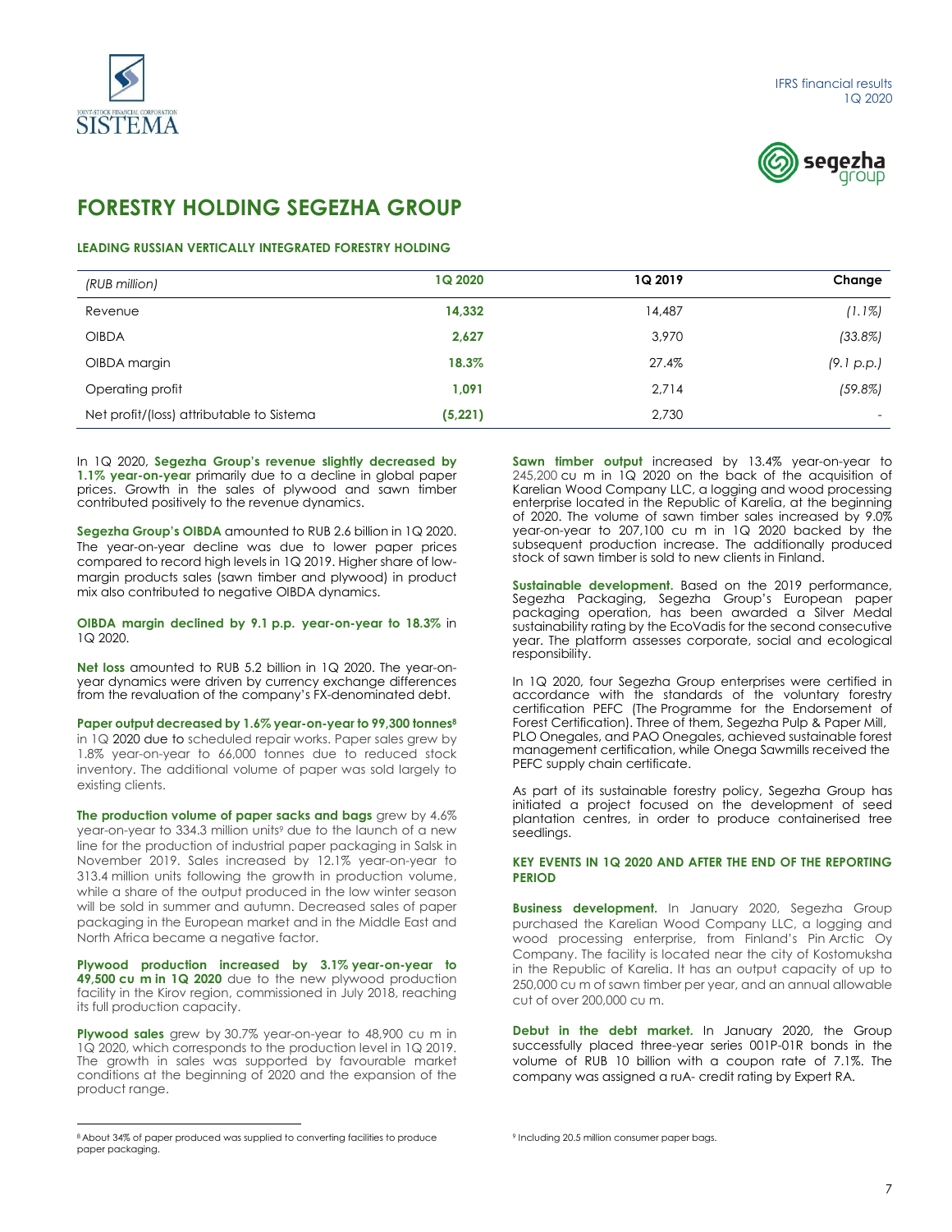# FORESTRY HOLDING SEGEZHA GROUP

#### LEADING RUSSIAN VERTICALLY INTEGRATED FORESTRY HOLDING

| *(RUB million)* | 1Q 2020 | 1Q 2019 | Change |
|---|---|---|---|
| Revenue | **14,332** | 14,487 | *(1.1%)* |
| OIBDA | **2,627** | 3,970 | *(33.8%)* |
| OIBDA margin | **18.3%** | 27.4% | *(9.1 p.p.)* |
| Operating profit | **1,091** | 2,714 | *(59.8%)* |
| Net profit/(loss) attributable to Sistema | **(5,221)** | 2,730 | - |

In 1Q 2020, **Segezha Group's revenue slightly decreased by 1.1% year-on-year** primarily due to a decline in global paper prices. Growth in the sales of plywood and sawn timber contributed positively to the revenue dynamics.

**Segezha Group's OIBDA** amounted to RUB 2.6 billion in 1Q 2020. The year-on-year decline was due to lower paper prices compared to record high levels in 1Q 2019. Higher share of low-margin products sales (sawn timber and plywood) in product mix also contributed to negative OIBDA dynamics.

**OIBDA margin declined by 9.1 p.p. year-on-year to 18.3%** in 1Q 2020.

**Net loss** amounted to RUB 5.2 billion in 1Q 2020. The year-on-year dynamics were driven by currency exchange differences from the revaluation of the company's FX-denominated debt.

**Paper output decreased by 1.6% year-on-year to 99,300 tonnes**[8] in 1Q 2020 due to scheduled repair works. Paper sales grew by 1.8% year-on-year to 66,000 tonnes due to reduced stock inventory. The additional volume of paper was sold largely to existing clients.

**The production volume of paper sacks and bags** grew by 4.6% year-on-year to 334.3 million units[9] due to the launch of a new line for the production of industrial paper packaging in Salsk in November 2019. Sales increased by 12.1% year-on-year to 313.4 million units following the growth in production volume, while a share of the output produced in the low winter season will be sold in summer and autumn. Decreased sales of paper packaging in the European market and in the Middle East and North Africa became a negative factor.

**Plywood production increased by 3.1% year-on-year to 49,500 cu m in 1Q 2020** due to the new plywood production facility in the Kirov region, commissioned in July 2018, reaching its full production capacity.

**Plywood sales** grew by 30.7% year-on-year to 48,900 cu m in 1Q 2020, which corresponds to the production level in 1Q 2019. The growth in sales was supported by favourable market conditions at the beginning of 2020 and the expansion of the product range.

**Sawn timber output** increased by 13.4% year-on-year to 245,200 cu m in 1Q 2020 on the back of the acquisition of Karelian Wood Company LLC, a logging and wood processing enterprise located in the Republic of Karelia, at the beginning of 2020. The volume of sawn timber sales increased by 9.0% year-on-year to 207,100 cu m in 1Q 2020 backed by the subsequent production increase. The additionally produced stock of sawn timber is sold to new clients in Finland.

**Sustainable development.** Based on the 2019 performance, Segezha Packaging, Segezha Group's European paper packaging operation, has been awarded a Silver Medal sustainability rating by the EcoVadis for the second consecutive year. The platform assesses corporate, social and ecological responsibility.

In 1Q 2020, four Segezha Group enterprises were certified in accordance with the standards of the voluntary forestry certification PEFC (The Programme for the Endorsement of Forest Certification). Three of them, Segezha Pulp & Paper Mill, PLO Onegales, and PAO Onegales, achieved sustainable forest management certification, while Onega Sawmills received the PEFC supply chain certificate.

As part of its sustainable forestry policy, Segezha Group has initiated a project focused on the development of seed plantation centres, in order to produce containerised tree seedlings.

#### KEY EVENTS IN 1Q 2020 AND AFTER THE END OF THE REPORTING PERIOD

**Business development.** In January 2020, Segezha Group purchased the Karelian Wood Company LLC, a logging and wood processing enterprise, from Finland's Pin Arctic Oy Company. The facility is located near the city of Kostomuksha in the Republic of Karelia. It has an output capacity of up to 250,000 cu m of sawn timber per year, and an annual allowable cut of over 200,000 cu m.

**Debut in the debt market.** In January 2020, the Group successfully placed three-year series 001P-01R bonds in the volume of RUB 10 billion with a coupon rate of 7.1%. The company was assigned a ruA- credit rating by Expert RA.

[8] About 34% of paper produced was supplied to converting facilities to produce paper packaging.

[9] Including 20.5 million consumer paper bags.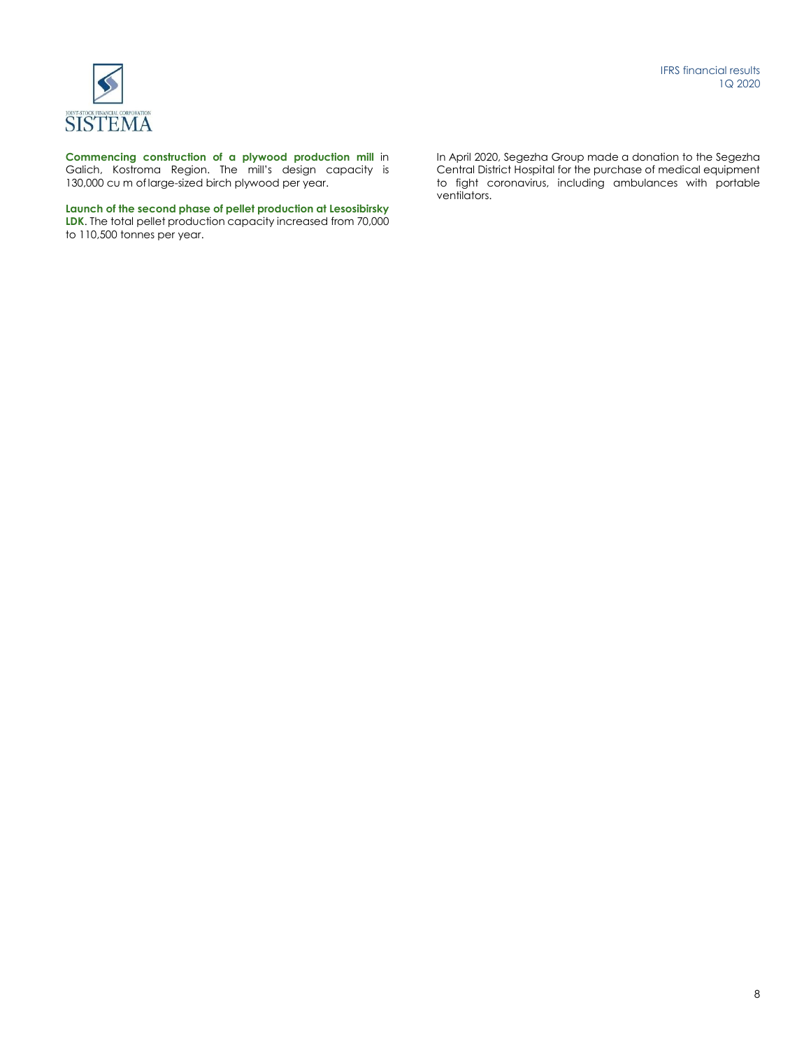**Commencing construction of a plywood production mill** in Galich, Kostroma Region. The mill's design capacity is 130,000 cu m of large-sized birch plywood per year.

**Launch of the second phase of pellet production at Lesosibirsky LDK**. The total pellet production capacity increased from 70,000 to 110,500 tonnes per year.

In April 2020, Segezha Group made a donation to the Segezha Central District Hospital for the purchase of medical equipment to fight coronavirus, including ambulances with portable ventilators.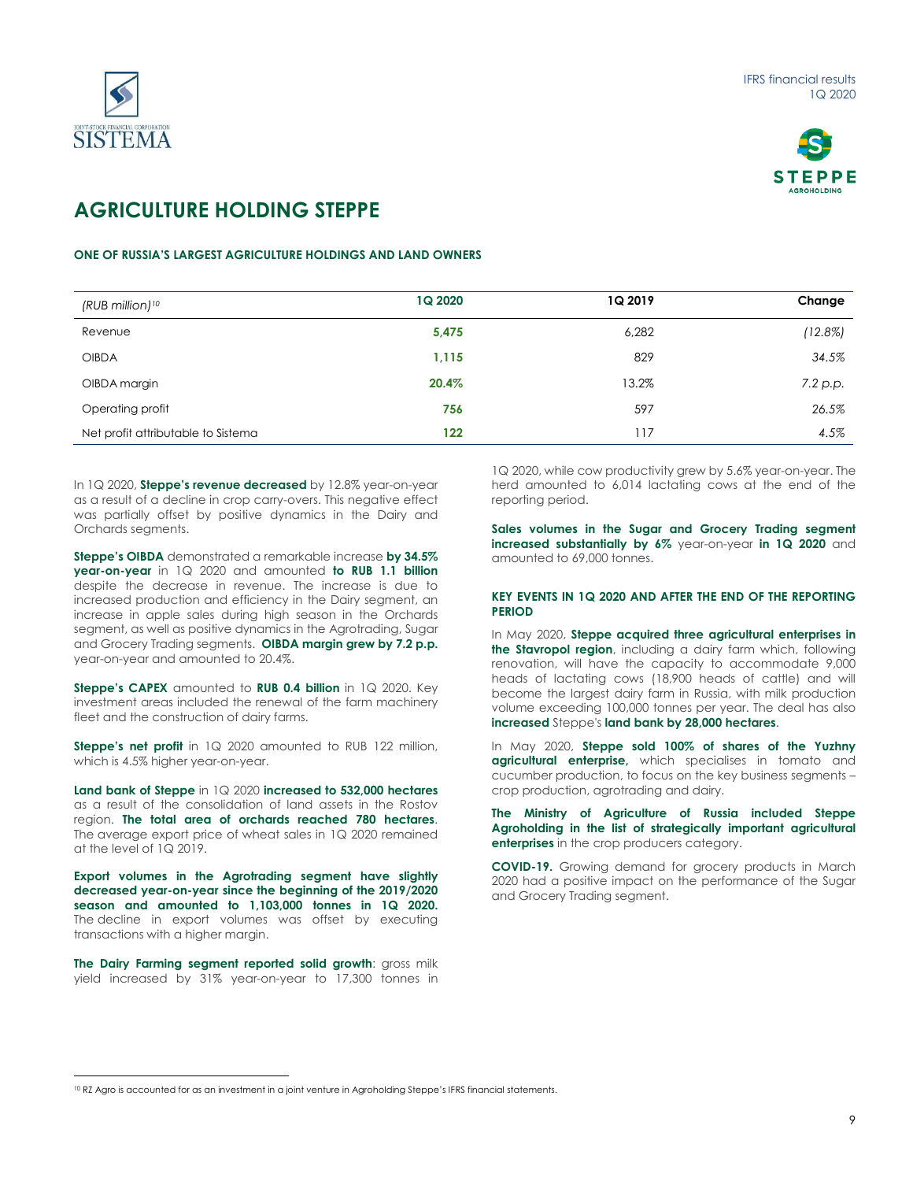# AGRICULTURE HOLDING STEPPE

#### ONE OF RUSSIA'S LARGEST AGRICULTURE HOLDINGS AND LAND OWNERS

| *(RUB million)*[10] | 1Q 2020 | 1Q 2019 | Change |
|---|---|---|---|
| Revenue | **5,475** | 6,282 | *(12.8%)* |
| OIBDA | **1,115** | 829 | *34.5%* |
| OIBDA margin | **20.4%** | 13.2% | *7.2 p.p.* |
| Operating profit | **756** | 597 | *26.5%* |
| Net profit attributable to Sistema | **122** | 117 | *4.5%* |

In 1Q 2020, **Steppe's revenue decreased** by 12.8% year-on-year as a result of a decline in crop carry-overs. This negative effect was partially offset by positive dynamics in the Dairy and Orchards segments.

**Steppe's OIBDA** demonstrated a remarkable increase **by 34.5% year-on-year** in 1Q 2020 and amounted **to RUB 1.1 billion** despite the decrease in revenue. The increase is due to increased production and efficiency in the Dairy segment, an increase in apple sales during high season in the Orchards segment, as well as positive dynamics in the Agrotrading, Sugar and Grocery Trading segments. **OIBDA margin grew by 7.2 p.p.** year-on-year and amounted to 20.4%.

**Steppe's CAPEX** amounted to **RUB 0.4 billion** in 1Q 2020. Key investment areas included the renewal of the farm machinery fleet and the construction of dairy farms.

**Steppe's net profit** in 1Q 2020 amounted to RUB 122 million, which is 4.5% higher year-on-year.

**Land bank of Steppe** in 1Q 2020 **increased to 532,000 hectares** as a result of the consolidation of land assets in the Rostov region. **The total area of orchards reached 780 hectares**. The average export price of wheat sales in 1Q 2020 remained at the level of 1Q 2019.

**Export volumes in the Agrotrading segment have slightly decreased year-on-year since the beginning of the 2019/2020 season and amounted to 1,103,000 tonnes in 1Q 2020.** The decline in export volumes was offset by executing transactions with a higher margin.

**The Dairy Farming segment reported solid growth**: gross milk yield increased by 31% year-on-year to 17,300 tonnes in 1Q 2020, while cow productivity grew by 5.6% year-on-year. The herd amounted to 6,014 lactating cows at the end of the reporting period.

**Sales volumes in the Sugar and Grocery Trading segment increased substantially by 6%** year-on-year **in 1Q 2020** and amounted to 69,000 tonnes.

#### KEY EVENTS IN 1Q 2020 AND AFTER THE END OF THE REPORTING PERIOD

In May 2020, **Steppe acquired three agricultural enterprises in the Stavropol region**, including a dairy farm which, following renovation, will have the capacity to accommodate 9,000 heads of lactating cows (18,900 heads of cattle) and will become the largest dairy farm in Russia, with milk production volume exceeding 100,000 tonnes per year. The deal has also **increased** Steppe's **land bank by 28,000 hectares**.

In May 2020, **Steppe sold 100% of shares of the Yuzhny agricultural enterprise,** which specialises in tomato and cucumber production, to focus on the key business segments – crop production, agrotrading and dairy.

**The Ministry of Agriculture of Russia included Steppe Agroholding in the list of strategically important agricultural enterprises** in the crop producers category.

**COVID-19.** Growing demand for grocery products in March 2020 had a positive impact on the performance of the Sugar and Grocery Trading segment.

[10] RZ Agro is accounted for as an investment in a joint venture in Agroholding Steppe's IFRS financial statements.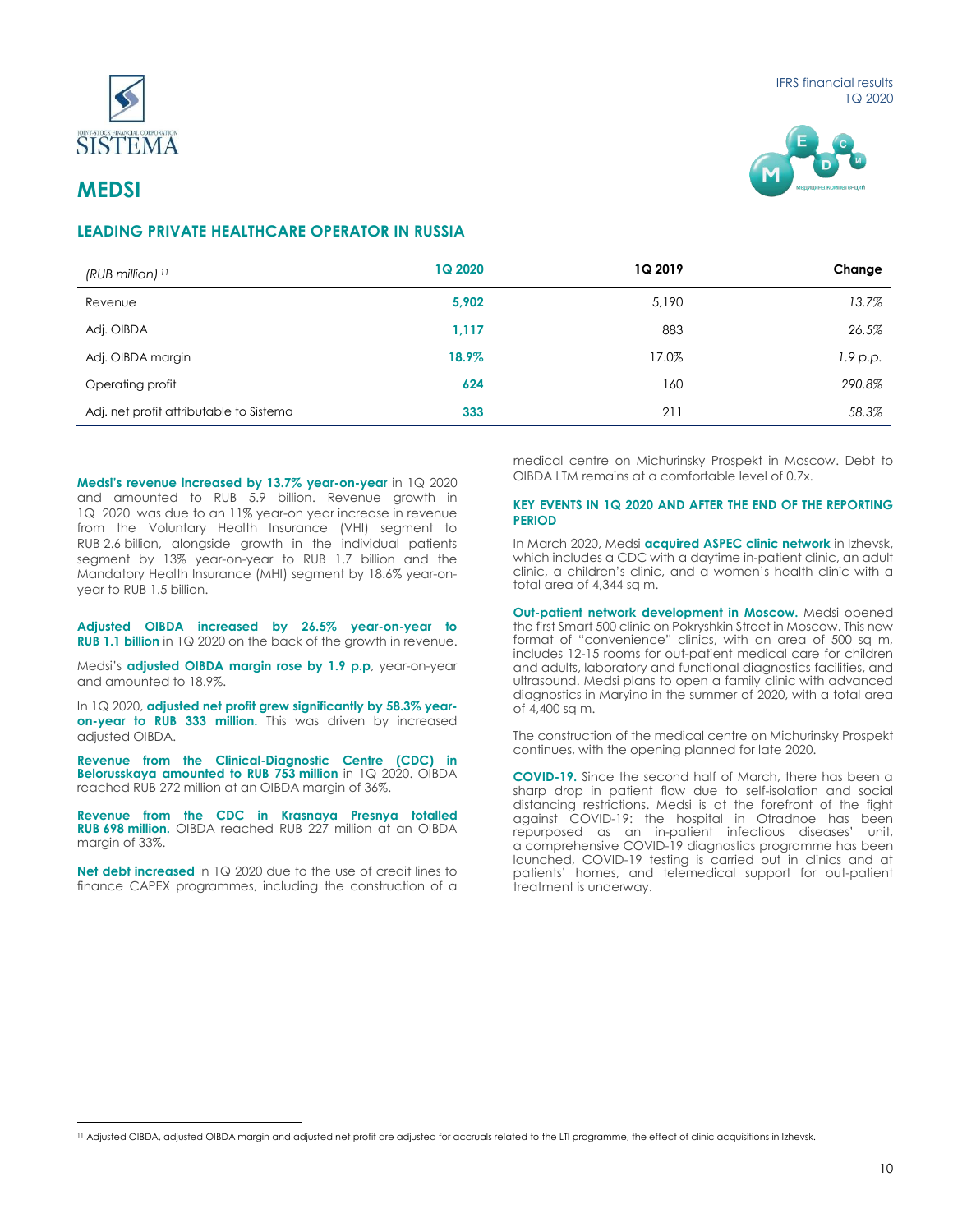# MEDSI

## LEADING PRIVATE HEALTHCARE OPERATOR IN RUSSIA

| *(RUB million)* [11] | 1Q 2020 | 1Q 2019 | Change |
|---|---|---|---|
| Revenue | **5,902** | 5,190 | *13.7%* |
| Adj. OIBDA | **1,117** | 883 | *26.5%* |
| Adj. OIBDA margin | **18.9%** | 17.0% | *1.9 p.p.* |
| Operating profit | **624** | 160 | *290.8%* |
| Adj. net profit attributable to Sistema | **333** | 211 | *58.3%* |

**Medsi's revenue increased by 13.7% year-on-year** in 1Q 2020 and amounted to RUB 5.9 billion. Revenue growth in 1Q 2020 was due to an 11% year-on year increase in revenue from the Voluntary Health Insurance (VHI) segment to RUB 2.6 billion, alongside growth in the individual patients segment by 13% year-on-year to RUB 1.7 billion and the Mandatory Health Insurance (MHI) segment by 18.6% year-on-year to RUB 1.5 billion.

**Adjusted OIBDA increased by 26.5% year-on-year to RUB 1.1 billion** in 1Q 2020 on the back of the growth in revenue.

Medsi's **adjusted OIBDA margin rose by 1.9 p.p**, year-on-year and amounted to 18.9%.

In 1Q 2020, **adjusted net profit grew significantly by 58.3% year-on-year to RUB 333 million.** This was driven by increased adjusted OIBDA.

**Revenue from the Clinical-Diagnostic Centre (CDC) in Belorusskaya amounted to RUB 753 million** in 1Q 2020. OIBDA reached RUB 272 million at an OIBDA margin of 36%.

**Revenue from the CDC in Krasnaya Presnya totalled RUB 698 million.** OIBDA reached RUB 227 million at an OIBDA margin of 33%.

**Net debt increased** in 1Q 2020 due to the use of credit lines to finance CAPEX programmes, including the construction of a medical centre on Michurinsky Prospekt in Moscow. Debt to OIBDA LTM remains at a comfortable level of 0.7x.

### KEY EVENTS IN 1Q 2020 AND AFTER THE END OF THE REPORTING PERIOD

In March 2020, Medsi **acquired ASPEC clinic network** in Izhevsk, which includes a CDC with a daytime in-patient clinic, an adult clinic, a children's clinic, and a women's health clinic with a total area of 4,344 sq m.

**Out-patient network development in Moscow.** Medsi opened the first Smart 500 clinic on Pokryshkin Street in Moscow. This new format of "convenience" clinics, with an area of 500 sq m, includes 12-15 rooms for out-patient medical care for children and adults, laboratory and functional diagnostics facilities, and ultrasound. Medsi plans to open a family clinic with advanced diagnostics in Maryino in the summer of 2020, with a total area of 4,400 sq m.

The construction of the medical centre on Michurinsky Prospekt continues, with the opening planned for late 2020.

**COVID-19.** Since the second half of March, there has been a sharp drop in patient flow due to self-isolation and social distancing restrictions. Medsi is at the forefront of the fight against COVID-19: the hospital in Otradnoe has been repurposed as an in-patient infectious diseases' unit, a comprehensive COVID-19 diagnostics programme has been launched, COVID-19 testing is carried out in clinics and at patients' homes, and telemedical support for out-patient treatment is underway.

[11] Adjusted OIBDA, adjusted OIBDA margin and adjusted net profit are adjusted for accruals related to the LTI programme, the effect of clinic acquisitions in Izhevsk.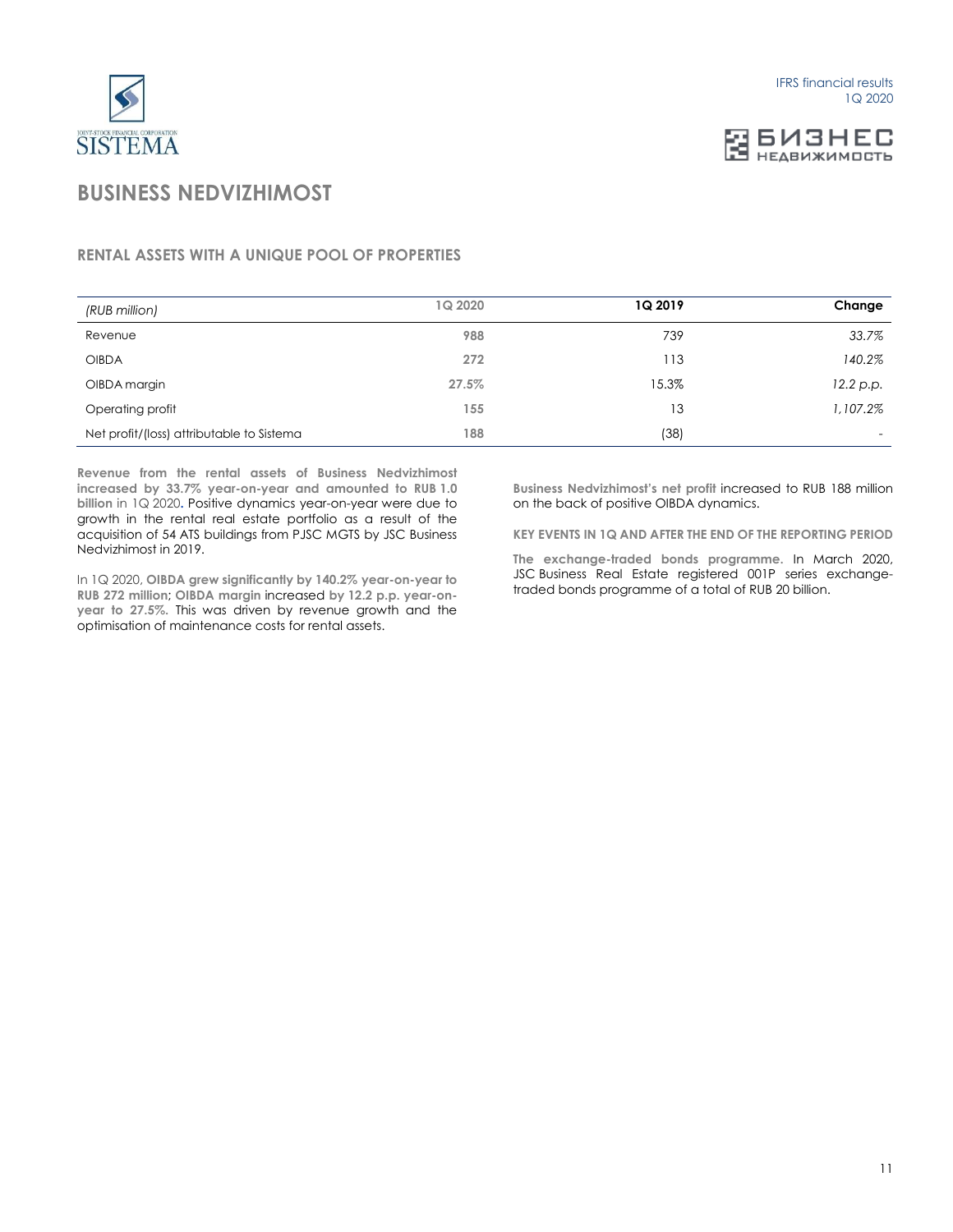# BUSINESS NEDVIZHIMOST

## RENTAL ASSETS WITH A UNIQUE POOL OF PROPERTIES

| *(RUB million)* | 1Q 2020 | 1Q 2019 | Change |
|---|---|---|---|
| Revenue | 988 | 739 | *33.7%* |
| OIBDA | 272 | 113 | *140.2%* |
| OIBDA margin | 27.5% | 15.3% | *12.2 p.p.* |
| Operating profit | 155 | 13 | *1,107.2%* |
| Net profit/(loss) attributable to Sistema | 188 | (38) | - |

**Revenue from the rental assets of Business Nedvizhimost increased by 33.7% year-on-year and amounted to RUB 1.0 billion** in 1Q 2020. Positive dynamics year-on-year were due to growth in the rental real estate portfolio as a result of the acquisition of 54 ATS buildings from PJSC MGTS by JSC Business Nedvizhimost in 2019.

In 1Q 2020, **OIBDA grew significantly by 140.2% year-on-year to RUB 272 million**; **OIBDA margin** increased **by 12.2 p.p. year-on-year to 27.5%**. This was driven by revenue growth and the optimisation of maintenance costs for rental assets.

**Business Nedvizhimost's net profit** increased to RUB 188 million on the back of positive OIBDA dynamics.

**KEY EVENTS IN 1Q AND AFTER THE END OF THE REPORTING PERIOD**

**The exchange-traded bonds programme.** In March 2020, JSC Business Real Estate registered 001P series exchange-traded bonds programme of a total of RUB 20 billion.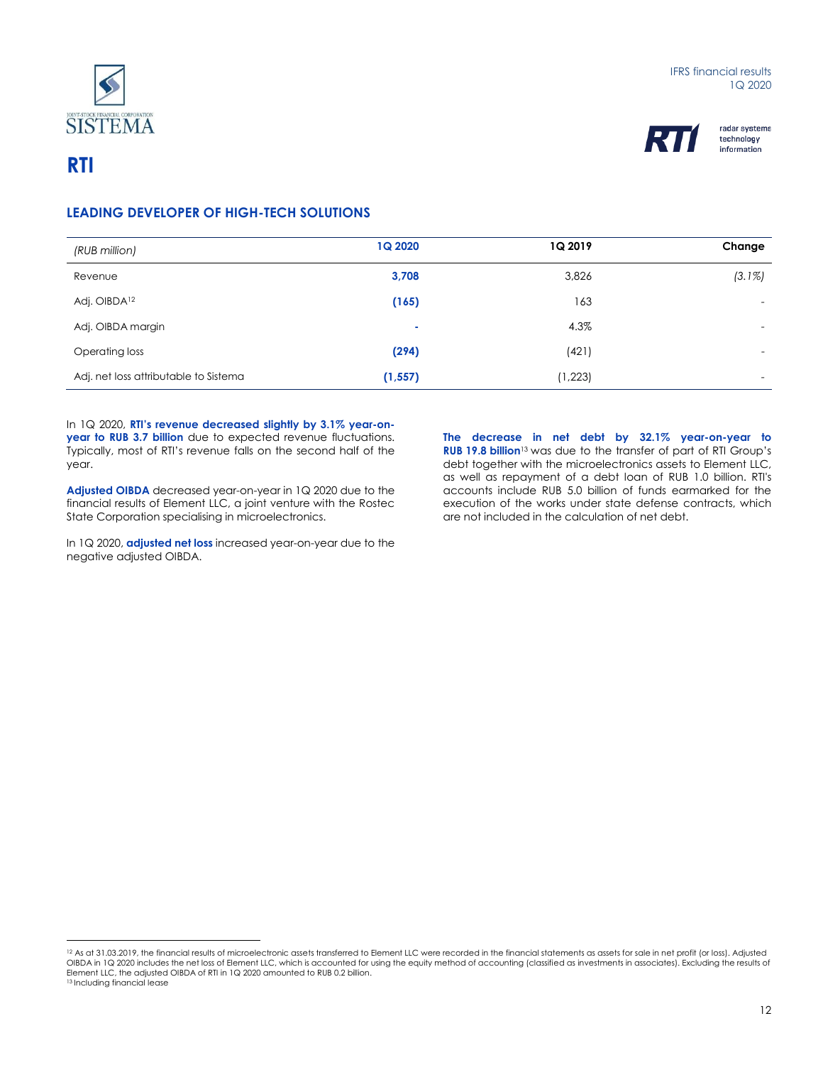# RTI

## LEADING DEVELOPER OF HIGH-TECH SOLUTIONS

| *(RUB million)* | **1Q 2020** | **1Q 2019** | **Change** |
|---|---|---|---|
| Revenue | **3,708** | 3,826 | *(3.1%)* |
| Adj. OIBDA[12] | **(165)** | 163 | - |
| Adj. OIBDA margin | **-** | 4.3% | - |
| Operating loss | **(294)** | (421) | - |
| Adj. net loss attributable to Sistema | **(1,557)** | (1,223) | - |

In 1Q 2020, **RTI's revenue decreased slightly by 3.1% year-on-year to RUB 3.7 billion** due to expected revenue fluctuations. Typically, most of RTI's revenue falls on the second half of the year.

**Adjusted OIBDA** decreased year-on-year in 1Q 2020 due to the financial results of Element LLC, a joint venture with the Rostec State Corporation specialising in microelectronics.

In 1Q 2020, **adjusted net loss** increased year-on-year due to the negative adjusted OIBDA.

**The decrease in net debt by 32.1% year-on-year to RUB 19.8 billion**[13] was due to the transfer of part of RTI Group's debt together with the microelectronics assets to Element LLC, as well as repayment of a debt loan of RUB 1.0 billion. RTI's accounts include RUB 5.0 billion of funds earmarked for the execution of the works under state defense contracts, which are not included in the calculation of net debt.

[12] As at 31.03.2019, the financial results of microelectronic assets transferred to Element LLC were recorded in the financial statements as assets for sale in net profit (or loss). Adjusted OIBDA in 1Q 2020 includes the net loss of Element LLC, which is accounted for using the equity method of accounting (classified as investments in associates). Excluding the results of Element LLC, the adjusted OIBDA of RTI in 1Q 2020 amounted to RUB 0.2 billion.

[13] Including financial lease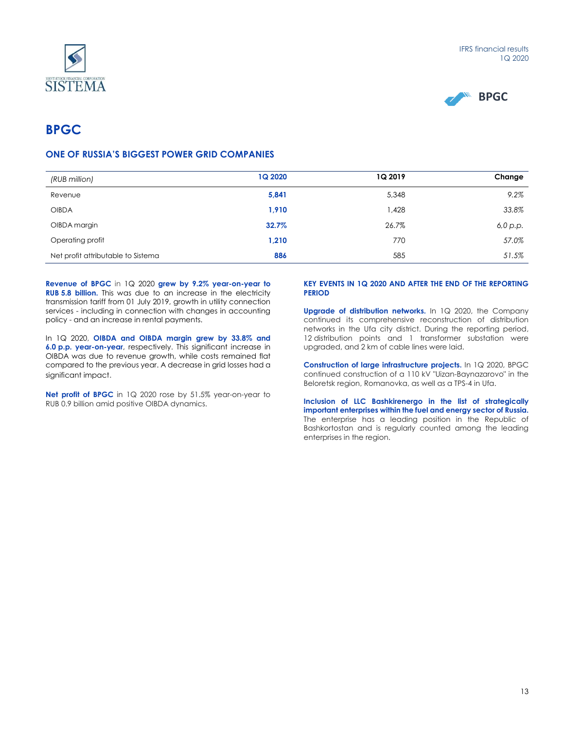# BPGC

## ONE OF RUSSIA'S BIGGEST POWER GRID COMPANIES

| *(RUB million)* | **1Q 2020** | **1Q 2019** | **Change** |
|---|---|---|---|
| Revenue | **5,841** | 5,348 | *9.2%* |
| OIBDA | **1,910** | 1,428 | *33.8%* |
| OIBDA margin | **32.7%** | 26.7% | *6,0 p.p.* |
| Operating profit | **1,210** | 770 | *57.0%* |
| Net profit attributable to Sistema | **886** | 585 | *51.5%* |

**Revenue of BPGC** in 1Q 2020 **grew by 9.2% year-on-year to RUB 5.8 billion.** This was due to an increase in the electricity transmission tariff from 01 July 2019, growth in utility connection services - including in connection with changes in accounting policy - and an increase in rental payments.

In 1Q 2020, **OIBDA and OIBDA margin grew by 33.8% and 6.0 p.p. year-on-year**, respectively. This significant increase in OIBDA was due to revenue growth, while costs remained flat compared to the previous year. A decrease in grid losses had a significant impact.

**Net profit of BPGC** in 1Q 2020 rose by 51.5% year-on-year to RUB 0.9 billion amid positive OIBDA dynamics.

**KEY EVENTS IN 1Q 2020 AND AFTER THE END OF THE REPORTING PERIOD**

**Upgrade of distribution networks.** In 1Q 2020, the Company continued its comprehensive reconstruction of distribution networks in the Ufa city district. During the reporting period, 12 distribution points and 1 transformer substation were upgraded, and 2 km of cable lines were laid.

**Construction of large infrastructure projects.** In 1Q 2020, BPGC continued construction of a 110 kV "Uizan-Baynazarovo" in the Beloretsk region, Romanovka, as well as a TPS-4 in Ufa.

**Inclusion of LLC Bashkirenergo in the list of strategically important enterprises within the fuel and energy sector of Russia.** The enterprise has a leading position in the Republic of Bashkortostan and is regularly counted among the leading enterprises in the region.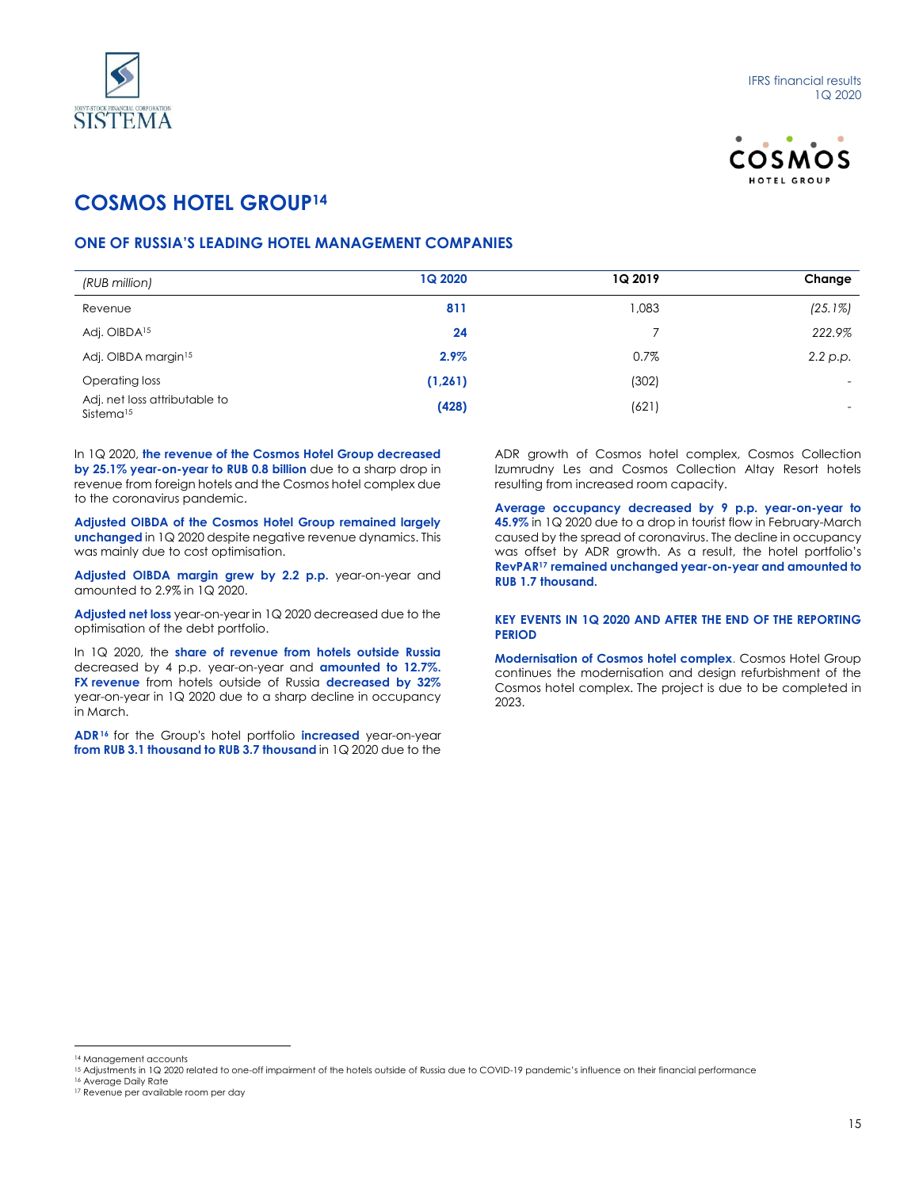# COSMOS HOTEL GROUP[14]

## ONE OF RUSSIA'S LEADING HOTEL MANAGEMENT COMPANIES

| *(RUB million)* | 1Q 2020 | 1Q 2019 | Change |
|---|---|---|---|
| Revenue | **811** | 1,083 | *(25.1%)* |
| Adj. OIBDA[15] | **24** | 7 | *222.9%* |
| Adj. OIBDA margin[15] | **2.9%** | 0.7% | *2.2 p.p.* |
| Operating loss | **(1,261)** | (302) | - |
| Adj. net loss attributable to Sistema[15] | **(428)** | (621) | - |

In 1Q 2020, **the revenue of the Cosmos Hotel Group decreased by 25.1% year-on-year to RUB 0.8 billion** due to a sharp drop in revenue from foreign hotels and the Cosmos hotel complex due to the coronavirus pandemic.

**Adjusted OIBDA of the Cosmos Hotel Group remained largely unchanged** in 1Q 2020 despite negative revenue dynamics. This was mainly due to cost optimisation.

**Adjusted OIBDA margin grew by 2.2 p.p.** year-on-year and amounted to 2.9% in 1Q 2020.

**Adjusted net loss** year-on-year in 1Q 2020 decreased due to the optimisation of the debt portfolio.

In 1Q 2020, the **share of revenue from hotels outside Russia** decreased by 4 p.p. year-on-year and **amounted to 12.7%. FX revenue** from hotels outside of Russia **decreased by 32%** year-on-year in 1Q 2020 due to a sharp decline in occupancy in March.

**ADR[16]** for the Group's hotel portfolio **increased** year-on-year **from RUB 3.1 thousand to RUB 3.7 thousand** in 1Q 2020 due to the ADR growth of Cosmos hotel complex, Cosmos Collection Izumrudny Les and Cosmos Collection Altay Resort hotels resulting from increased room capacity.

**Average occupancy decreased by 9 p.p. year-on-year to 45.9%** in 1Q 2020 due to a drop in tourist flow in February-March caused by the spread of coronavirus. The decline in occupancy was offset by ADR growth. As a result, the hotel portfolio's **RevPAR[17] remained unchanged year-on-year and amounted to RUB 1.7 thousand.**

### KEY EVENTS IN 1Q 2020 AND AFTER THE END OF THE REPORTING PERIOD

**Modernisation of Cosmos hotel complex**. Cosmos Hotel Group continues the modernisation and design refurbishment of the Cosmos hotel complex. The project is due to be completed in 2023.

---

[14] Management accounts

[15] Adjustments in 1Q 2020 related to one-off impairment of the hotels outside of Russia due to COVID-19 pandemic's influence on their financial performance

[16] Average Daily Rate

[17] Revenue per available room per day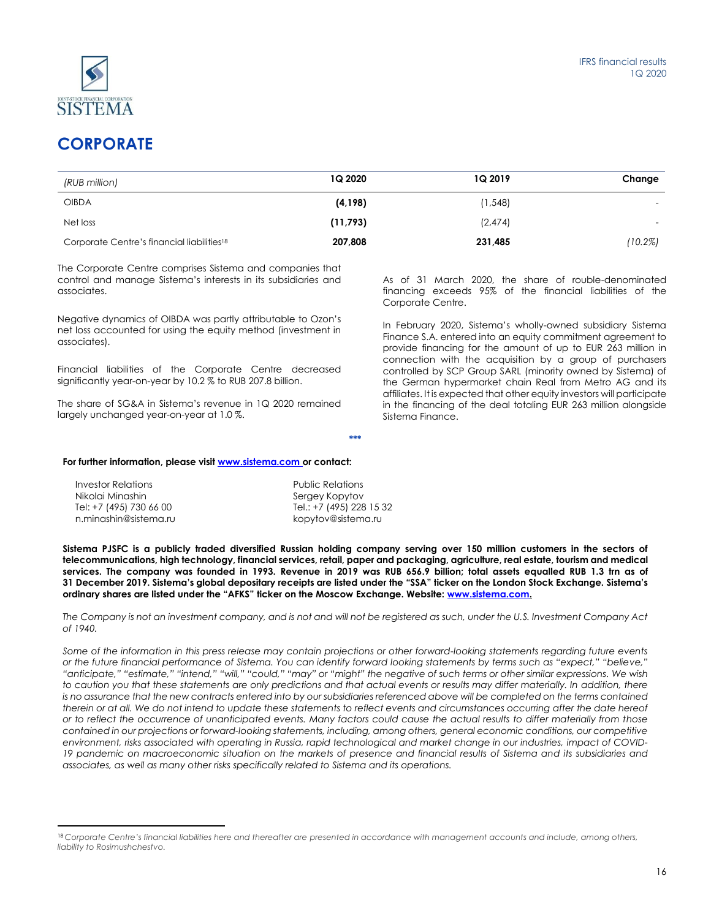# CORPORATE

| *(RUB million)* | **1Q 2020** | **1Q 2019** | **Change** |
|---|---|---|---|
| OIBDA | **(4,198)** | (1,548) | - |
| Net loss | **(11,793)** | (2,474) | - |
| Corporate Centre's financial liabilities[18] | **207,808** | 231,485 | *(10.2%)* |

The Corporate Centre comprises Sistema and companies that control and manage Sistema's interests in its subsidiaries and associates.

Negative dynamics of OIBDA was partly attributable to Ozon's net loss accounted for using the equity method (investment in associates).

Financial liabilities of the Corporate Centre decreased significantly year-on-year by 10.2 % to RUB 207.8 billion.

The share of SG&A in Sistema's revenue in 1Q 2020 remained largely unchanged year-on-year at 1.0 %.

As of 31 March 2020, the share of rouble-denominated financing exceeds 95% of the financial liabilities of the Corporate Centre.

In February 2020, Sistema's wholly-owned subsidiary Sistema Finance S.A. entered into an equity commitment agreement to provide financing for the amount of up to EUR 263 million in connection with the acquisition by a group of purchasers controlled by SCP Group SARL (minority owned by Sistema) of the German hypermarket chain Real from Metro AG and its affiliates. It is expected that other equity investors will participate in the financing of the deal totaling EUR 263 million alongside Sistema Finance.

***

**For further information, please visit www.sistema.com or contact:**

| Investor Relations | Public Relations |
|---|---|
| Nikolai Minashin | Sergey Kopytov |
| Tel: +7 (495) 730 66 00 | Tel.: +7 (495) 228 15 32 |
| n.minashin@sistema.ru | kopytov@sistema.ru |

**Sistema PJSFC is a publicly traded diversified Russian holding company serving over 150 million customers in the sectors of telecommunications, high technology, financial services, retail, paper and packaging, agriculture, real estate, tourism and medical services. The company was founded in 1993. Revenue in 2019 was RUB 656.9 billion; total assets equalled RUB 1.3 trn as of 31 December 2019. Sistema's global depositary receipts are listed under the "SSA" ticker on the London Stock Exchange. Sistema's ordinary shares are listed under the "AFKS" ticker on the Moscow Exchange. Website: www.sistema.com.**

*The Company is not an investment company, and is not and will not be registered as such, under the U.S. Investment Company Act of 1940.*

*Some of the information in this press release may contain projections or other forward-looking statements regarding future events or the future financial performance of Sistema. You can identify forward looking statements by terms such as "expect," "believe," "anticipate," "estimate," "intend," "will," "could," "may" or "might" the negative of such terms or other similar expressions. We wish to caution you that these statements are only predictions and that actual events or results may differ materially. In addition, there is no assurance that the new contracts entered into by our subsidiaries referenced above will be completed on the terms contained therein or at all. We do not intend to update these statements to reflect events and circumstances occurring after the date hereof or to reflect the occurrence of unanticipated events. Many factors could cause the actual results to differ materially from those contained in our projections or forward-looking statements, including, among others, general economic conditions, our competitive environment, risks associated with operating in Russia, rapid technological and market change in our industries, impact of COVID-19 pandemic on macroeconomic situation on the markets of presence and financial results of Sistema and its subsidiaries and associates, as well as many other risks specifically related to Sistema and its operations.*

---

[18] *Corporate Centre's financial liabilities here and thereafter are presented in accordance with management accounts and include, among others, liability to Rosimushchestvo.*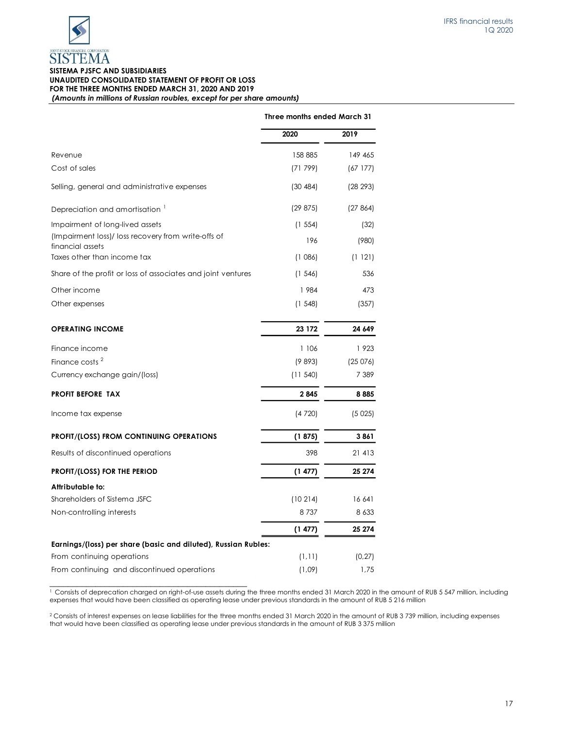**SISTEMA PJSFC AND SUBSIDIARIES**
**UNAUDITED CONSOLIDATED STATEMENT OF PROFIT OR LOSS**
**FOR THE THREE MONTHS ENDED MARCH 31, 2020 AND 2019**
***(Amounts in millions of Russian roubles, except for per share amounts)***

| | Three months ended March 31 | |
|---|---|---|
| | **2020** | **2019** |
| Revenue | 158 885 | 149 465 |
| Cost of sales | (71 799) | (67 177) |
| Selling, general and administrative expenses | (30 484) | (28 293) |
| Depreciation and amortisation [1] | (29 875) | (27 864) |
| Impairment of long-lived assets | (1 554) | (32) |
| (Impairment loss)/ loss recovery from write-offs of financial assets | 196 | (980) |
| Taxes other than income tax | (1 086) | (1 121) |
| Share of the profit or loss of associates and joint ventures | (1 546) | 536 |
| Other income | 1 984 | 473 |
| Other expenses | (1 548) | (357) |
| **OPERATING INCOME** | **23 172** | **24 649** |
| Finance income | 1 106 | 1 923 |
| Finance costs [2] | (9 893) | (25 076) |
| Currency exchange gain/(loss) | (11 540) | 7 389 |
| **PROFIT BEFORE TAX** | **2 845** | **8 885** |
| Income tax expense | (4 720) | (5 025) |
| **PROFIT/(LOSS) FROM CONTINUING OPERATIONS** | **(1 875)** | **3 861** |
| Results of discontinued operations | 398 | 21 413 |
| **PROFIT/(LOSS) FOR THE PERIOD** | **(1 477)** | **25 274** |
| **Attributable to:** | | |
| Shareholders of Sistema JSFC | (10 214) | 16 641 |
| Non-controlling interests | 8 737 | 8 633 |
| | **(1 477)** | **25 274** |
| **Earnings/(loss) per share (basic and diluted), Russian Rubles:** | | |
| From continuing operations | (1,11) | (0,27) |
| From continuing and discontinued operations | (1,09) | 1,75 |

[1] Consists of deprecation charged on right-of-use assets during the three months ended 31 March 2020 in the amount of RUB 5 547 million, including expenses that would have been classified as operating lease under previous standards in the amount of RUB 5 216 million

[2] Consists of interest expenses on lease liabilities for the three months ended 31 March 2020 in the amount of RUB 3 739 million, including expenses that would have been classified as operating lease under previous standards in the amount of RUB 3 375 million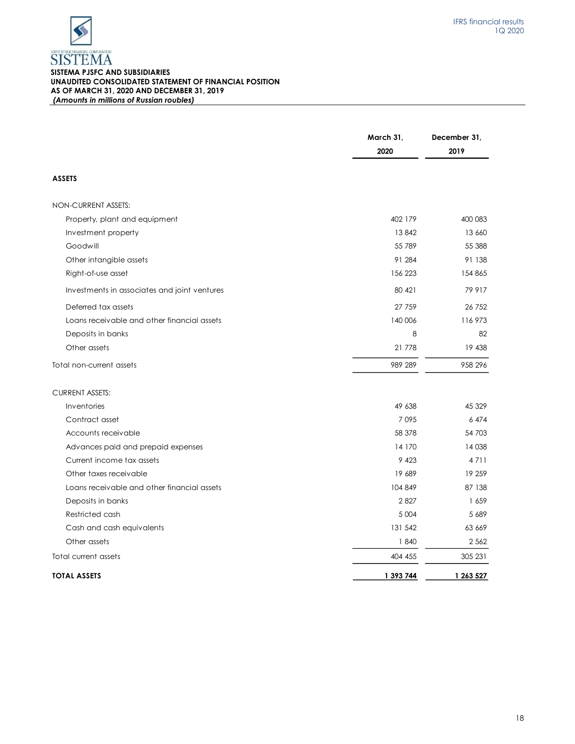SISTEMA

**SISTEMA PJSFC AND SUBSIDIARIES**
**UNAUDITED CONSOLIDATED STATEMENT OF FINANCIAL POSITION**
**AS OF MARCH 31, 2020 AND DECEMBER 31, 2019**
***(Amounts in millions of Russian roubles)***

| | March 31, 2020 | December 31, 2019 |
|---|---|---|
| **ASSETS** | | |
| NON-CURRENT ASSETS: | | |
| Property, plant and equipment | 402 179 | 400 083 |
| Investment property | 13 842 | 13 660 |
| Goodwill | 55 789 | 55 388 |
| Other intangible assets | 91 284 | 91 138 |
| Right-of-use asset | 156 223 | 154 865 |
| Investments in associates and joint ventures | 80 421 | 79 917 |
| Deferred tax assets | 27 759 | 26 752 |
| Loans receivable and other financial assets | 140 006 | 116 973 |
| Deposits in banks | 8 | 82 |
| Other assets | 21 778 | 19 438 |
| Total non-current assets | 989 289 | 958 296 |
| CURRENT ASSETS: | | |
| Inventories | 49 638 | 45 329 |
| Contract asset | 7 095 | 6 474 |
| Accounts receivable | 58 378 | 54 703 |
| Advances paid and prepaid expenses | 14 170 | 14 038 |
| Current income tax assets | 9 423 | 4 711 |
| Other taxes receivable | 19 689 | 19 259 |
| Loans receivable and other financial assets | 104 849 | 87 138 |
| Deposits in banks | 2 827 | 1 659 |
| Restricted cash | 5 004 | 5 689 |
| Cash and cash equivalents | 131 542 | 63 669 |
| Other assets | 1 840 | 2 562 |
| Total current assets | 404 455 | 305 231 |
| **TOTAL ASSETS** | **1 393 744** | **1 263 527** |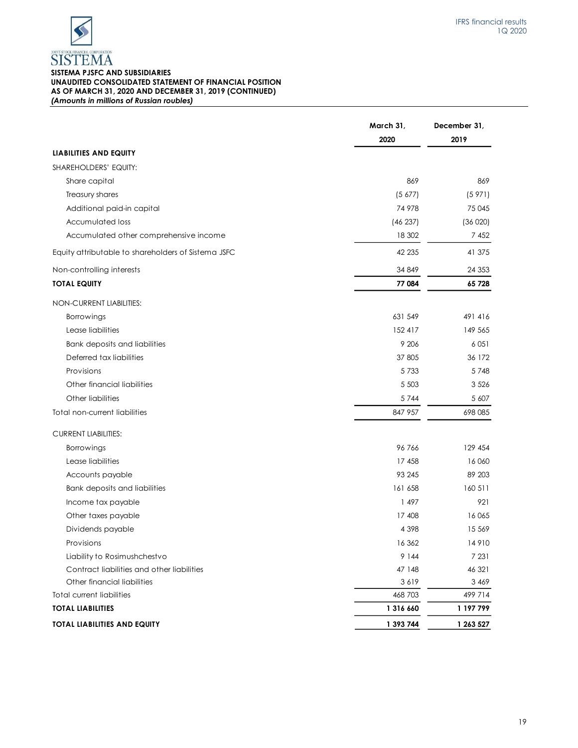**SISTEMA PJSFC AND SUBSIDIARIES**
**UNAUDITED CONSOLIDATED STATEMENT OF FINANCIAL POSITION**
**AS OF MARCH 31, 2020 AND DECEMBER 31, 2019 (CONTINUED)**
***(Amounts in millions of Russian roubles)***

| | March 31, 2020 | December 31, 2019 |
|---|---|---|
| **LIABILITIES AND EQUITY** | | |
| SHAREHOLDERS' EQUITY: | | |
| Share capital | 869 | 869 |
| Treasury shares | (5 677) | (5 971) |
| Additional paid-in capital | 74 978 | 75 045 |
| Accumulated loss | (46 237) | (36 020) |
| Accumulated other comprehensive income | 18 302 | 7 452 |
| Equity attributable to shareholders of Sistema JSFC | 42 235 | 41 375 |
| Non-controlling interests | 34 849 | 24 353 |
| **TOTAL EQUITY** | **77 084** | **65 728** |
| NON-CURRENT LIABILITIES: | | |
| Borrowings | 631 549 | 491 416 |
| Lease liabilities | 152 417 | 149 565 |
| Bank deposits and liabilities | 9 206 | 6 051 |
| Deferred tax liabilities | 37 805 | 36 172 |
| Provisions | 5 733 | 5 748 |
| Other financial liabilities | 5 503 | 3 526 |
| Other liabilities | 5 744 | 5 607 |
| Total non-current liabilities | 847 957 | 698 085 |
| CURRENT LIABILITIES: | | |
| Borrowings | 96 766 | 129 454 |
| Lease liabilities | 17 458 | 16 060 |
| Accounts payable | 93 245 | 89 203 |
| Bank deposits and liabilities | 161 658 | 160 511 |
| Income tax payable | 1 497 | 921 |
| Other taxes payable | 17 408 | 16 065 |
| Dividends payable | 4 398 | 15 569 |
| Provisions | 16 362 | 14 910 |
| Liability to Rosimushchestvo | 9 144 | 7 231 |
| Contract liabilities and other liabilities | 47 148 | 46 321 |
| Other financial liabilities | 3 619 | 3 469 |
| Total current liabilities | 468 703 | 499 714 |
| **TOTAL LIABILITIES** | **1 316 660** | **1 197 799** |
| **TOTAL LIABILITIES AND EQUITY** | **1 393 744** | **1 263 527** |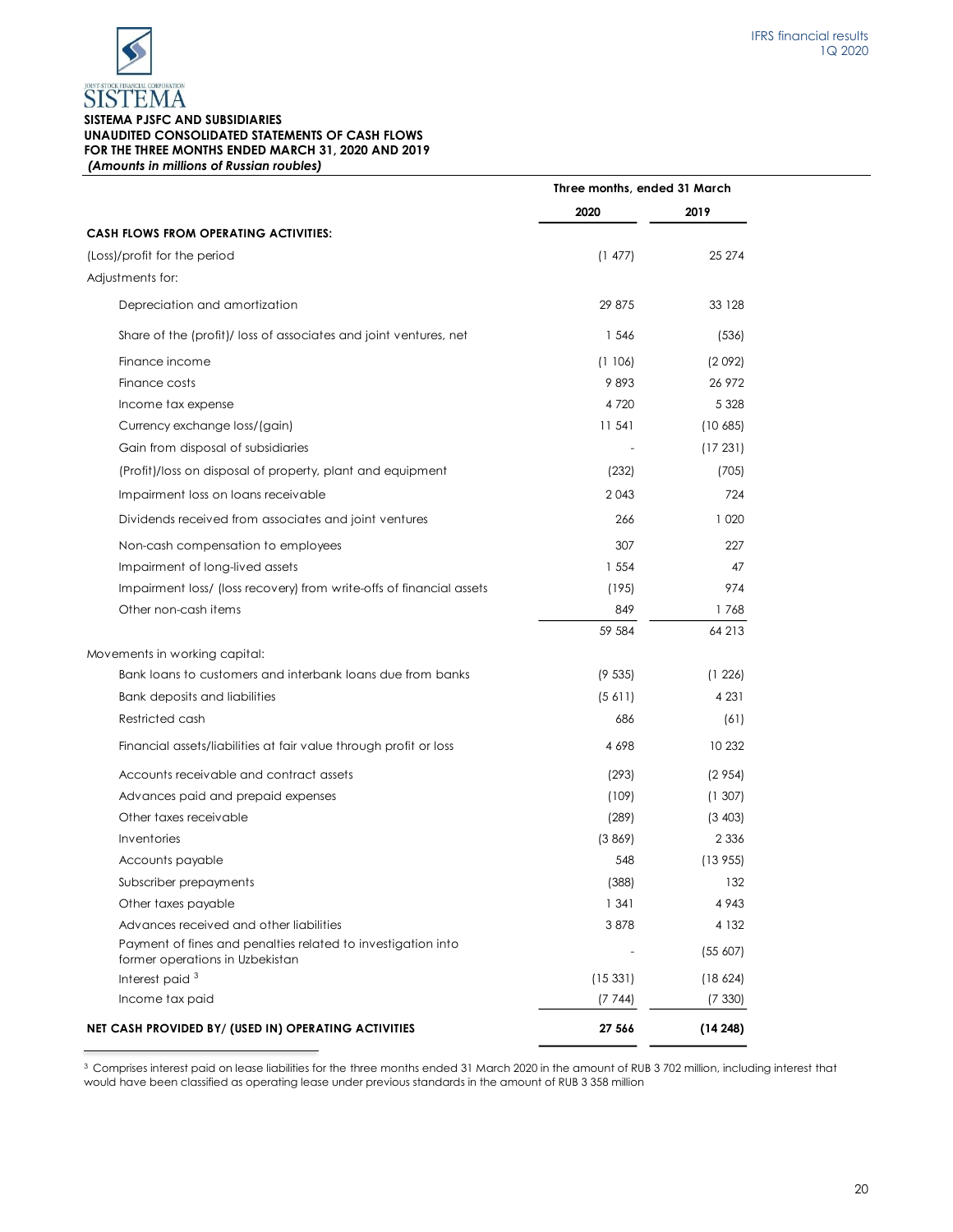SISTEMA

**SISTEMA PJSFC AND SUBSIDIARIES**
**UNAUDITED CONSOLIDATED STATEMENTS OF CASH FLOWS**
**FOR THE THREE MONTHS ENDED MARCH 31, 2020 AND 2019**
***(Amounts in millions of Russian roubles)***

| | Three months, ended 31 March | |
|---|---|---|
| | **2020** | **2019** |
| **CASH FLOWS FROM OPERATING ACTIVITIES:** | | |
| (Loss)/profit for the period | (1 477) | 25 274 |
| Adjustments for: | | |
| Depreciation and amortization | 29 875 | 33 128 |
| Share of the (profit)/ loss of associates and joint ventures, net | 1 546 | (536) |
| Finance income | (1 106) | (2 092) |
| Finance costs | 9 893 | 26 972 |
| Income tax expense | 4 720 | 5 328 |
| Currency exchange loss/(gain) | 11 541 | (10 685) |
| Gain from disposal of subsidiaries | - | (17 231) |
| (Profit)/loss on disposal of property, plant and equipment | (232) | (705) |
| Impairment loss on loans receivable | 2 043 | 724 |
| Dividends received from associates and joint ventures | 266 | 1 020 |
| Non-cash compensation to employees | 307 | 227 |
| Impairment of long-lived assets | 1 554 | 47 |
| Impairment loss/ (loss recovery) from write-offs of financial assets | (195) | 974 |
| Other non-cash items | 849 | 1 768 |
| | 59 584 | 64 213 |
| Movements in working capital: | | |
| Bank loans to customers and interbank loans due from banks | (9 535) | (1 226) |
| Bank deposits and liabilities | (5 611) | 4 231 |
| Restricted cash | 686 | (61) |
| Financial assets/liabilities at fair value through profit or loss | 4 698 | 10 232 |
| Accounts receivable and contract assets | (293) | (2 954) |
| Advances paid and prepaid expenses | (109) | (1 307) |
| Other taxes receivable | (289) | (3 403) |
| Inventories | (3 869) | 2 336 |
| Accounts payable | 548 | (13 955) |
| Subscriber prepayments | (388) | 132 |
| Other taxes payable | 1 341 | 4 943 |
| Advances received and other liabilities | 3 878 | 4 132 |
| Payment of fines and penalties related to investigation into former operations in Uzbekistan | - | (55 607) |
| Interest paid [3] | (15 331) | (18 624) |
| Income tax paid | (7 744) | (7 330) |
| **NET CASH PROVIDED BY/ (USED IN) OPERATING ACTIVITIES** | **27 566** | **(14 248)** |

[3] Comprises interest paid on lease liabilities for the three months ended 31 March 2020 in the amount of RUB 3 702 million, including interest that would have been classified as operating lease under previous standards in the amount of RUB 3 358 million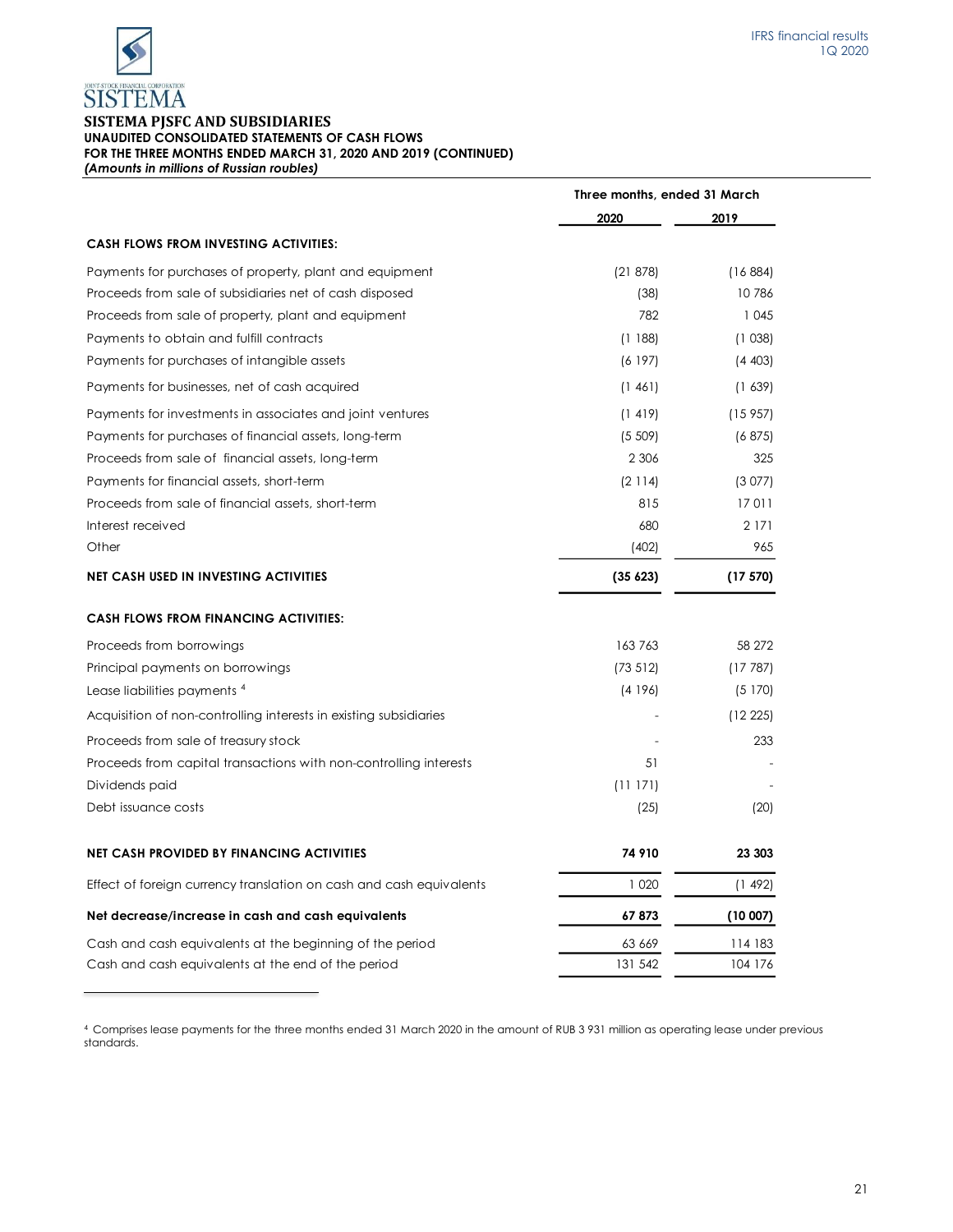## SISTEMA PJSFC AND SUBSIDIARIES

**UNAUDITED CONSOLIDATED STATEMENTS OF CASH FLOWS**
**FOR THE THREE MONTHS ENDED MARCH 31, 2020 AND 2019 (CONTINUED)**
***(Amounts in millions of Russian roubles)***

| | Three months, ended 31 March | |
|---|---|---|
| | 2020 | 2019 |
| **CASH FLOWS FROM INVESTING ACTIVITIES:** | | |
| Payments for purchases of property, plant and equipment | (21 878) | (16 884) |
| Proceeds from sale of subsidiaries net of cash disposed | (38) | 10 786 |
| Proceeds from sale of property, plant and equipment | 782 | 1 045 |
| Payments to obtain and fulfill contracts | (1 188) | (1 038) |
| Payments for purchases of intangible assets | (6 197) | (4 403) |
| Payments for businesses, net of cash acquired | (1 461) | (1 639) |
| Payments for investments in associates and joint ventures | (1 419) | (15 957) |
| Payments for purchases of financial assets, long-term | (5 509) | (6 875) |
| Proceeds from sale of financial assets, long-term | 2 306 | 325 |
| Payments for financial assets, short-term | (2 114) | (3 077) |
| Proceeds from sale of financial assets, short-term | 815 | 17 011 |
| Interest received | 680 | 2 171 |
| Other | (402) | 965 |
| **NET CASH USED IN INVESTING ACTIVITIES** | **(35 623)** | **(17 570)** |
| **CASH FLOWS FROM FINANCING ACTIVITIES:** | | |
| Proceeds from borrowings | 163 763 | 58 272 |
| Principal payments on borrowings | (73 512) | (17 787) |
| Lease liabilities payments [4] | (4 196) | (5 170) |
| Acquisition of non-controlling interests in existing subsidiaries | - | (12 225) |
| Proceeds from sale of treasury stock | - | 233 |
| Proceeds from capital transactions with non-controlling interests | 51 | - |
| Dividends paid | (11 171) | - |
| Debt issuance costs | (25) | (20) |
| **NET CASH PROVIDED BY FINANCING ACTIVITIES** | **74 910** | **23 303** |
| Effect of foreign currency translation on cash and cash equivalents | 1 020 | (1 492) |
| **Net decrease/increase in cash and cash equivalents** | **67 873** | **(10 007)** |
| Cash and cash equivalents at the beginning of the period | 63 669 | 114 183 |
| Cash and cash equivalents at the end of the period | 131 542 | 104 176 |

[4] Comprises lease payments for the three months ended 31 March 2020 in the amount of RUB 3 931 million as operating lease under previous standards.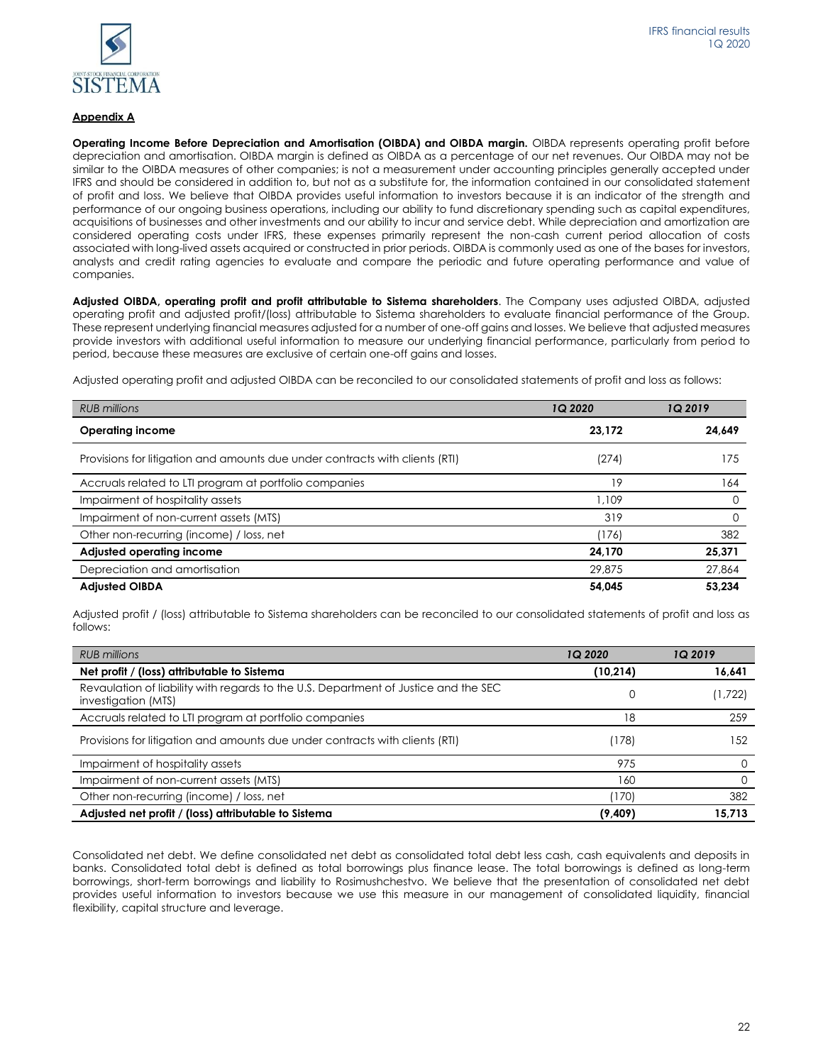**Appendix A**

**Operating Income Before Depreciation and Amortisation (OIBDA) and OIBDA margin.** OIBDA represents operating profit before depreciation and amortisation. OIBDA margin is defined as OIBDA as a percentage of our net revenues. Our OIBDA may not be similar to the OIBDA measures of other companies; is not a measurement under accounting principles generally accepted under IFRS and should be considered in addition to, but not as a substitute for, the information contained in our consolidated statement of profit and loss. We believe that OIBDA provides useful information to investors because it is an indicator of the strength and performance of our ongoing business operations, including our ability to fund discretionary spending such as capital expenditures, acquisitions of businesses and other investments and our ability to incur and service debt. While depreciation and amortization are considered operating costs under IFRS, these expenses primarily represent the non-cash current period allocation of costs associated with long-lived assets acquired or constructed in prior periods. OIBDA is commonly used as one of the bases for investors, analysts and credit rating agencies to evaluate and compare the periodic and future operating performance and value of companies.

**Adjusted OIBDA, operating profit and profit attributable to Sistema shareholders**. The Company uses adjusted OIBDA, adjusted operating profit and adjusted profit/(loss) attributable to Sistema shareholders to evaluate financial performance of the Group. These represent underlying financial measures adjusted for a number of one-off gains and losses. We believe that adjusted measures provide investors with additional useful information to measure our underlying financial performance, particularly from period to period, because these measures are exclusive of certain one-off gains and losses.

Adjusted operating profit and adjusted OIBDA can be reconciled to our consolidated statements of profit and loss as follows:

| *RUB millions* | *1Q 2020* | *1Q 2019* |
|---|---|---|
| **Operating income** | **23,172** | **24,649** |
| Provisions for litigation and amounts due under contracts with clients (RTI) | (274) | 175 |
| Accruals related to LTI program at portfolio companies | 19 | 164 |
| Impairment of hospitality assets | 1,109 | 0 |
| Impairment of non-current assets (MTS) | 319 | 0 |
| Other non-recurring (income) / loss, net | (176) | 382 |
| **Adjusted operating income** | **24,170** | **25,371** |
| Depreciation and amortisation | 29,875 | 27,864 |
| **Adjusted OIBDA** | **54,045** | **53,234** |

Adjusted profit / (loss) attributable to Sistema shareholders can be reconciled to our consolidated statements of profit and loss as follows:

| *RUB millions* | *1Q 2020* | *1Q 2019* |
|---|---|---|
| **Net profit / (loss) attributable to Sistema** | **(10,214)** | **16,641** |
| Revaluation of liability with regards to the U.S. Department of Justice and the SEC investigation (MTS) | 0 | (1,722) |
| Accruals related to LTI program at portfolio companies | 18 | 259 |
| Provisions for litigation and amounts due under contracts with clients (RTI) | (178) | 152 |
| Impairment of hospitality assets | 975 | 0 |
| Impairment of non-current assets (MTS) | 160 | 0 |
| Other non-recurring (income) / loss, net | (170) | 382 |
| **Adjusted net profit / (loss) attributable to Sistema** | **(9,409)** | **15,713** |

Consolidated net debt. We define consolidated net debt as consolidated total debt less cash, cash equivalents and deposits in banks. Consolidated total debt is defined as total borrowings plus finance lease. The total borrowings is defined as long-term borrowings, short-term borrowings and liability to Rosimushchestvo. We believe that the presentation of consolidated net debt provides useful information to investors because we use this measure in our management of consolidated liquidity, financial flexibility, capital structure and leverage.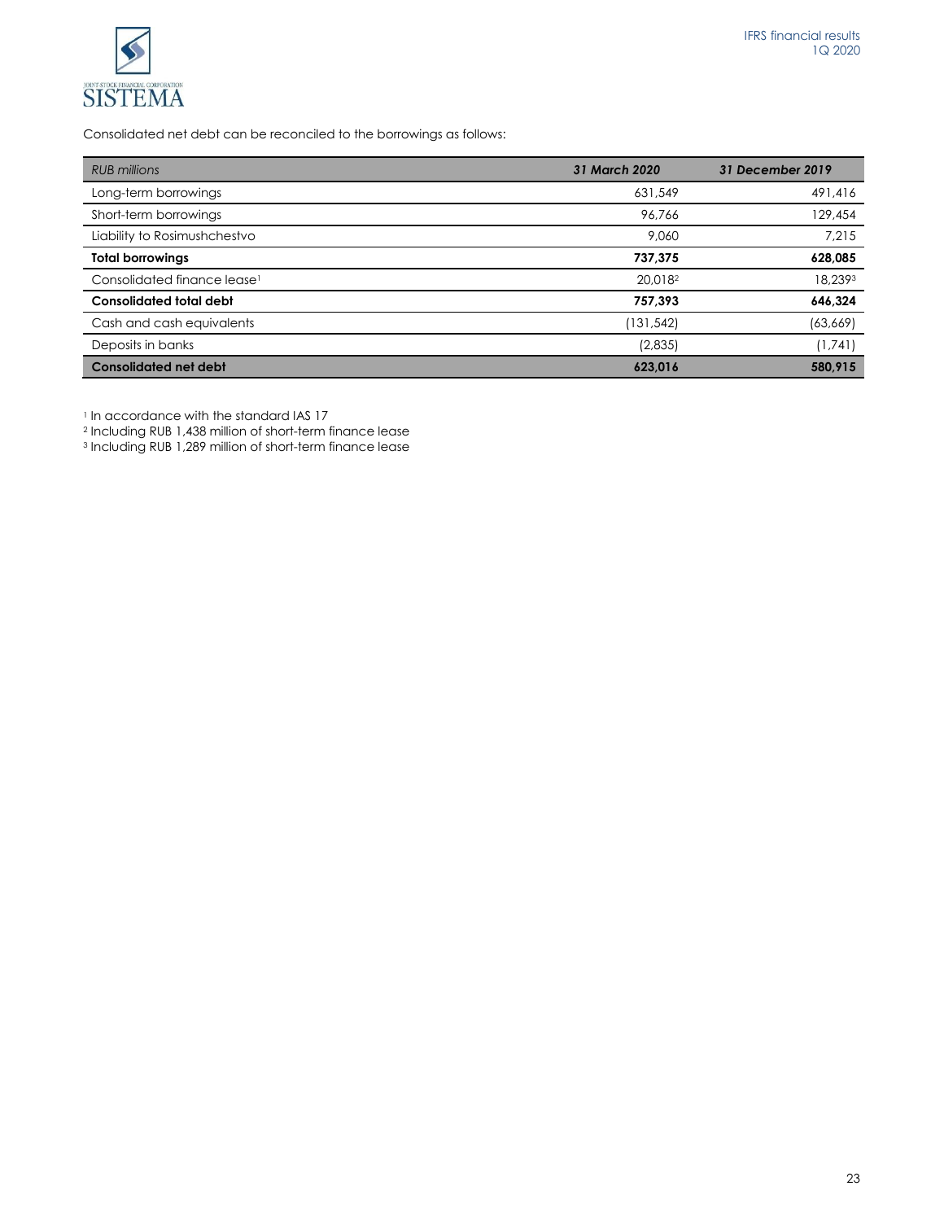Consolidated net debt can be reconciled to the borrowings as follows:

| *RUB millions* | ***31 March 2020*** | ***31 December 2019*** |
|---|---|---|
| Long-term borrowings | 631,549 | 491,416 |
| Short-term borrowings | 96,766 | 129,454 |
| Liability to Rosimushchestvo | 9,060 | 7,215 |
| **Total borrowings** | **737,375** | **628,085** |
| Consolidated finance lease[1] | 20,018[2] | 18,239[3] |
| **Consolidated total debt** | **757,393** | **646,324** |
| Cash and cash equivalents | (131,542) | (63,669) |
| Deposits in banks | (2,835) | (1,741) |
| **Consolidated net debt** | **623,016** | **580,915** |

[1] In accordance with the standard IAS 17

[2] Including RUB 1,438 million of short-term finance lease

[3] Including RUB 1,289 million of short-term finance lease